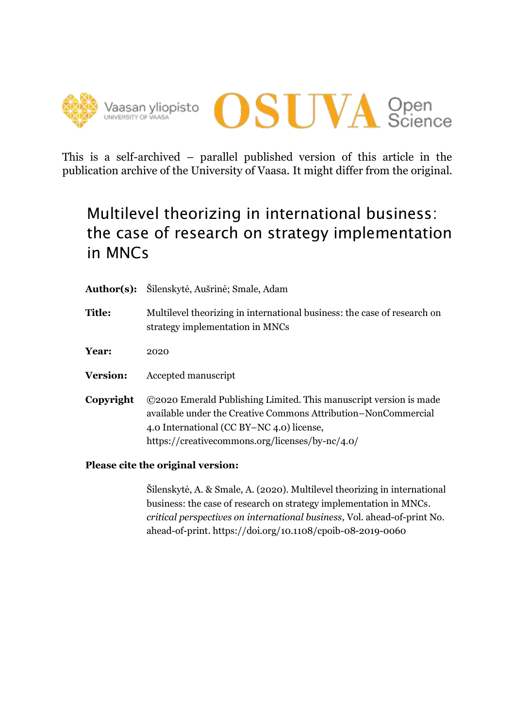This is a self-archived – parallel published version of this article in the publication archive of the University of Vaasa. It might differ from the original.

# Multilevel theorizing in international business: the case of research on strategy implementation in MNCs

**Author(s):** Šilenskytė, Aušrinė; Smale, Adam

**Title:** Multilevel theorizing in international business: the case of research on strategy implementation in MNCs

**Year:** 2020

**Version:** Accepted manuscript

**Copyright** ©2020 Emerald Publishing Limited. This manuscript version is made available under the Creative Commons Attribution–NonCommercial 4.0 International (CC BY–NC 4.0) license, https://creativecommons.org/licenses/by-nc/4.0/

**Please cite the original version:**

Šilenskytė, A. & Smale, A. (2020). Multilevel theorizing in international business: the case of research on strategy implementation in MNCs. *critical perspectives on international business,* Vol. ahead-of-print No. ahead-of-print. https://doi.org/10.1108/cpoib-08-2019-0060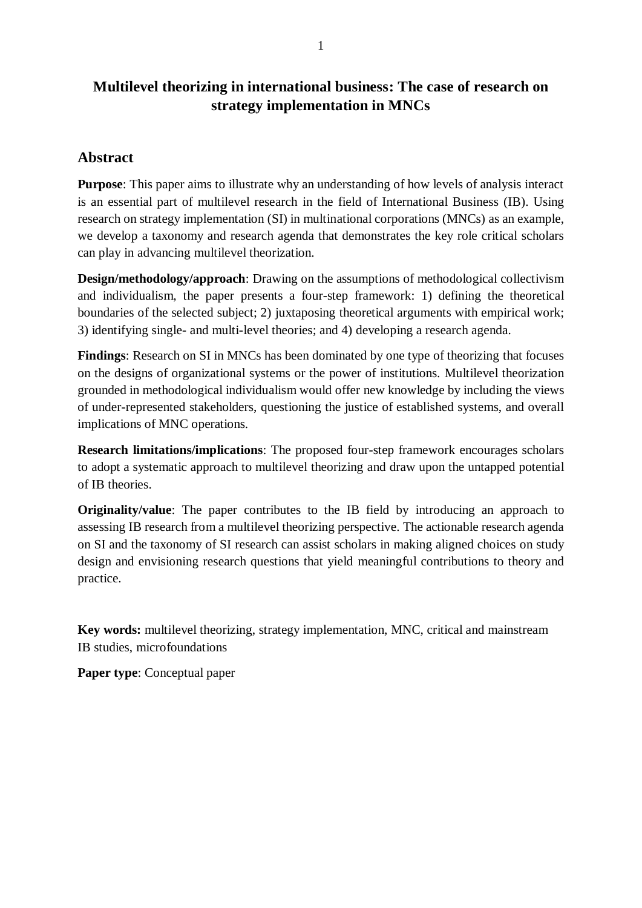# Multilevel theorizing in international business: The case of research on strategy implementation in MNCs

## Abstract

**Purpose**: This paper aims to illustrate why an understanding of how levels of analysis interact is an essential part of multilevel research in the field of International Business (IB). Using research on strategy implementation (SI) in multinational corporations (MNCs) as an example, we develop a taxonomy and research agenda that demonstrates the key role critical scholars can play in advancing multilevel theorization.

**Design/methodology/approach**: Drawing on the assumptions of methodological collectivism and individualism, the paper presents a four-step framework: 1) defining the theoretical boundaries of the selected subject; 2) juxtaposing theoretical arguments with empirical work; 3) identifying single- and multi-level theories; and 4) developing a research agenda.

**Findings**: Research on SI in MNCs has been dominated by one type of theorizing that focuses on the designs of organizational systems or the power of institutions. Multilevel theorization grounded in methodological individualism would offer new knowledge by including the views of under-represented stakeholders, questioning the justice of established systems, and overall implications of MNC operations.

**Research limitations/implications**: The proposed four-step framework encourages scholars to adopt a systematic approach to multilevel theorizing and draw upon the untapped potential of IB theories.

**Originality/value**: The paper contributes to the IB field by introducing an approach to assessing IB research from a multilevel theorizing perspective. The actionable research agenda on SI and the taxonomy of SI research can assist scholars in making aligned choices on study design and envisioning research questions that yield meaningful contributions to theory and practice.

**Key words:** multilevel theorizing, strategy implementation, MNC, critical and mainstream IB studies, microfoundations

**Paper type**: Conceptual paper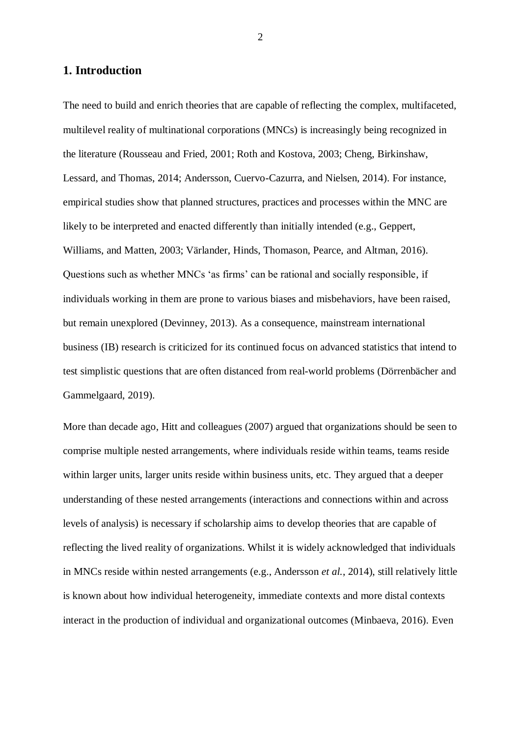## 1. Introduction

The need to build and enrich theories that are capable of reflecting the complex, multifaceted, multilevel reality of multinational corporations (MNCs) is increasingly being recognized in the literature (Rousseau and Fried, 2001; Roth and Kostova, 2003; Cheng, Birkinshaw, Lessard, and Thomas, 2014; Andersson, Cuervo-Cazurra, and Nielsen, 2014). For instance, empirical studies show that planned structures, practices and processes within the MNC are likely to be interpreted and enacted differently than initially intended (e.g., Geppert, Williams, and Matten, 2003; Värlander, Hinds, Thomason, Pearce, and Altman, 2016). Questions such as whether MNCs 'as firms' can be rational and socially responsible, if individuals working in them are prone to various biases and misbehaviors, have been raised, but remain unexplored (Devinney, 2013). As a consequence, mainstream international business (IB) research is criticized for its continued focus on advanced statistics that intend to test simplistic questions that are often distanced from real-world problems (Dörrenbächer and Gammelgaard, 2019).

More than decade ago, Hitt and colleagues (2007) argued that organizations should be seen to comprise multiple nested arrangements, where individuals reside within teams, teams reside within larger units, larger units reside within business units, etc. They argued that a deeper understanding of these nested arrangements (interactions and connections within and across levels of analysis) is necessary if scholarship aims to develop theories that are capable of reflecting the lived reality of organizations. Whilst it is widely acknowledged that individuals in MNCs reside within nested arrangements (e.g., Andersson *et al.*, 2014), still relatively little is known about how individual heterogeneity, immediate contexts and more distal contexts interact in the production of individual and organizational outcomes (Minbaeva, 2016). Even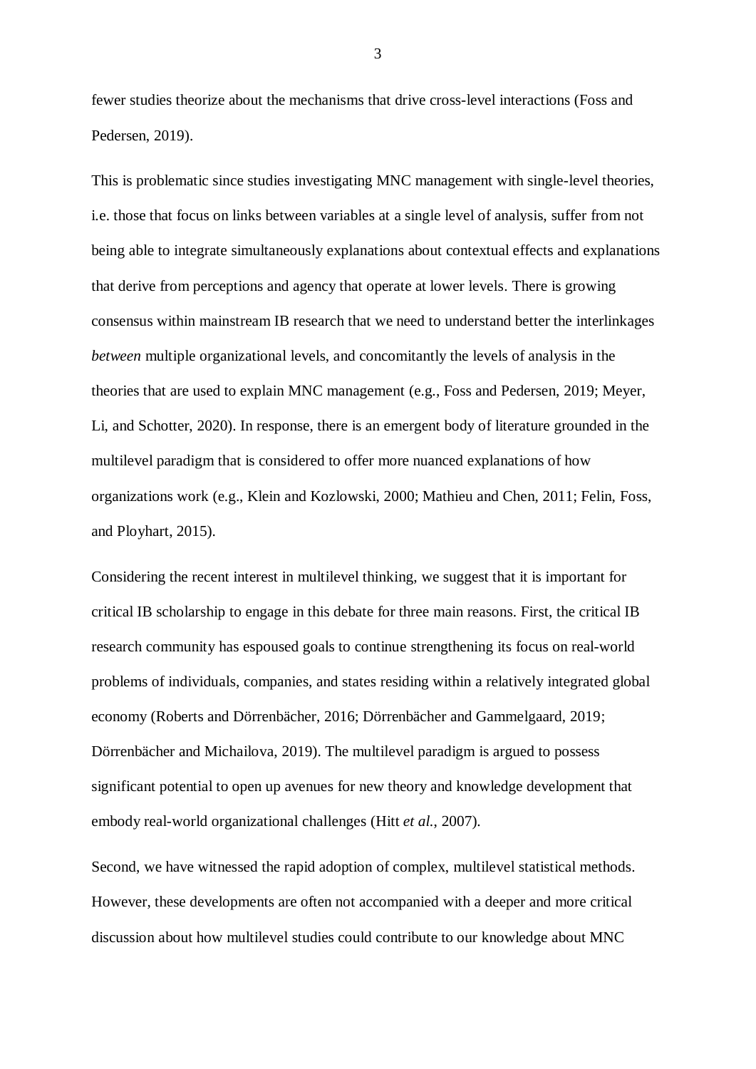fewer studies theorize about the mechanisms that drive cross-level interactions (Foss and Pedersen, 2019).

This is problematic since studies investigating MNC management with single-level theories, i.e. those that focus on links between variables at a single level of analysis, suffer from not being able to integrate simultaneously explanations about contextual effects and explanations that derive from perceptions and agency that operate at lower levels. There is growing consensus within mainstream IB research that we need to understand better the interlinkages *between* multiple organizational levels, and concomitantly the levels of analysis in the theories that are used to explain MNC management (e.g., Foss and Pedersen, 2019; Meyer, Li, and Schotter, 2020). In response, there is an emergent body of literature grounded in the multilevel paradigm that is considered to offer more nuanced explanations of how organizations work (e.g., Klein and Kozlowski, 2000; Mathieu and Chen, 2011; Felin, Foss, and Ployhart, 2015).

Considering the recent interest in multilevel thinking, we suggest that it is important for critical IB scholarship to engage in this debate for three main reasons. First, the critical IB research community has espoused goals to continue strengthening its focus on real-world problems of individuals, companies, and states residing within a relatively integrated global economy (Roberts and Dörrenbächer, 2016; Dörrenbächer and Gammelgaard, 2019; Dörrenbächer and Michailova, 2019). The multilevel paradigm is argued to possess significant potential to open up avenues for new theory and knowledge development that embody real-world organizational challenges (Hitt *et al.*, 2007).

Second, we have witnessed the rapid adoption of complex, multilevel statistical methods. However, these developments are often not accompanied with a deeper and more critical discussion about how multilevel studies could contribute to our knowledge about MNC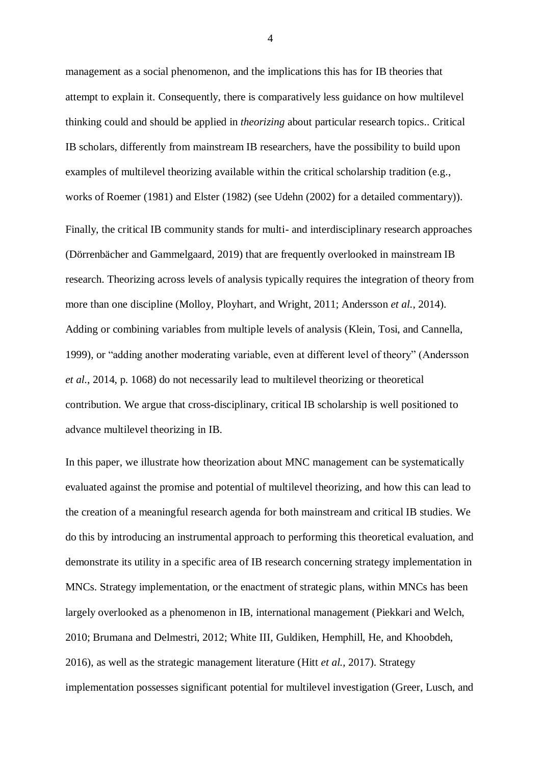management as a social phenomenon, and the implications this has for IB theories that attempt to explain it. Consequently, there is comparatively less guidance on how multilevel thinking could and should be applied in *theorizing* about particular research topics.. Critical IB scholars, differently from mainstream IB researchers, have the possibility to build upon examples of multilevel theorizing available within the critical scholarship tradition (e.g., works of Roemer (1981) and Elster (1982) (see Udehn (2002) for a detailed commentary)).

Finally, the critical IB community stands for multi- and interdisciplinary research approaches (Dörrenbächer and Gammelgaard, 2019) that are frequently overlooked in mainstream IB research. Theorizing across levels of analysis typically requires the integration of theory from more than one discipline (Molloy, Ployhart, and Wright, 2011; Andersson *et al.*, 2014). Adding or combining variables from multiple levels of analysis (Klein, Tosi, and Cannella, 1999), or "adding another moderating variable, even at different level of theory" (Andersson *et al.*, 2014, p. 1068) do not necessarily lead to multilevel theorizing or theoretical contribution. We argue that cross-disciplinary, critical IB scholarship is well positioned to advance multilevel theorizing in IB.

In this paper, we illustrate how theorization about MNC management can be systematically evaluated against the promise and potential of multilevel theorizing, and how this can lead to the creation of a meaningful research agenda for both mainstream and critical IB studies. We do this by introducing an instrumental approach to performing this theoretical evaluation, and demonstrate its utility in a specific area of IB research concerning strategy implementation in MNCs. Strategy implementation, or the enactment of strategic plans, within MNCs has been largely overlooked as a phenomenon in IB, international management (Piekkari and Welch, 2010; Brumana and Delmestri, 2012; White III, Guldiken, Hemphill, He, and Khoobdeh, 2016), as well as the strategic management literature (Hitt *et al.*, 2017). Strategy implementation possesses significant potential for multilevel investigation (Greer, Lusch, and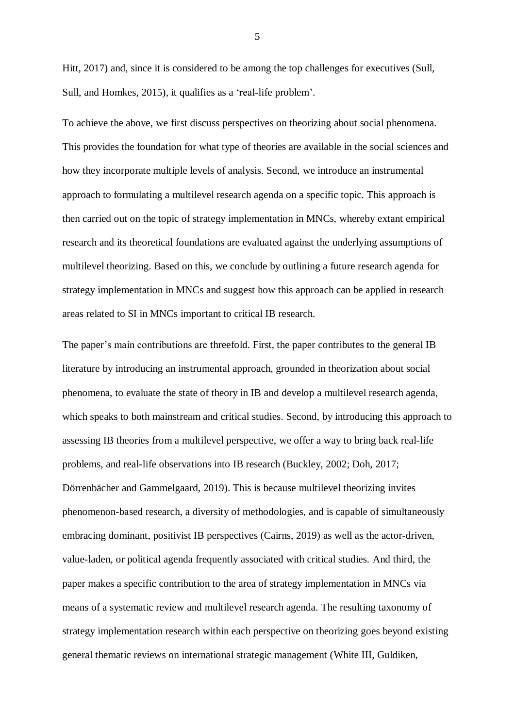Hitt, 2017) and, since it is considered to be among the top challenges for executives (Sull, Sull, and Homkes, 2015), it qualifies as a 'real-life problem'.

To achieve the above, we first discuss perspectives on theorizing about social phenomena. This provides the foundation for what type of theories are available in the social sciences and how they incorporate multiple levels of analysis. Second, we introduce an instrumental approach to formulating a multilevel research agenda on a specific topic. This approach is then carried out on the topic of strategy implementation in MNCs, whereby extant empirical research and its theoretical foundations are evaluated against the underlying assumptions of multilevel theorizing. Based on this, we conclude by outlining a future research agenda for strategy implementation in MNCs and suggest how this approach can be applied in research areas related to SI in MNCs important to critical IB research.

The paper's main contributions are threefold. First, the paper contributes to the general IB literature by introducing an instrumental approach, grounded in theorization about social phenomena, to evaluate the state of theory in IB and develop a multilevel research agenda, which speaks to both mainstream and critical studies. Second, by introducing this approach to assessing IB theories from a multilevel perspective, we offer a way to bring back real-life problems, and real-life observations into IB research (Buckley, 2002; Doh, 2017; Dörrenbächer and Gammelgaard, 2019). This is because multilevel theorizing invites phenomenon-based research, a diversity of methodologies, and is capable of simultaneously embracing dominant, positivist IB perspectives (Cairns, 2019) as well as the actor-driven, value-laden, or political agenda frequently associated with critical studies. And third, the paper makes a specific contribution to the area of strategy implementation in MNCs via means of a systematic review and multilevel research agenda. The resulting taxonomy of strategy implementation research within each perspective on theorizing goes beyond existing general thematic reviews on international strategic management (White III, Guldiken,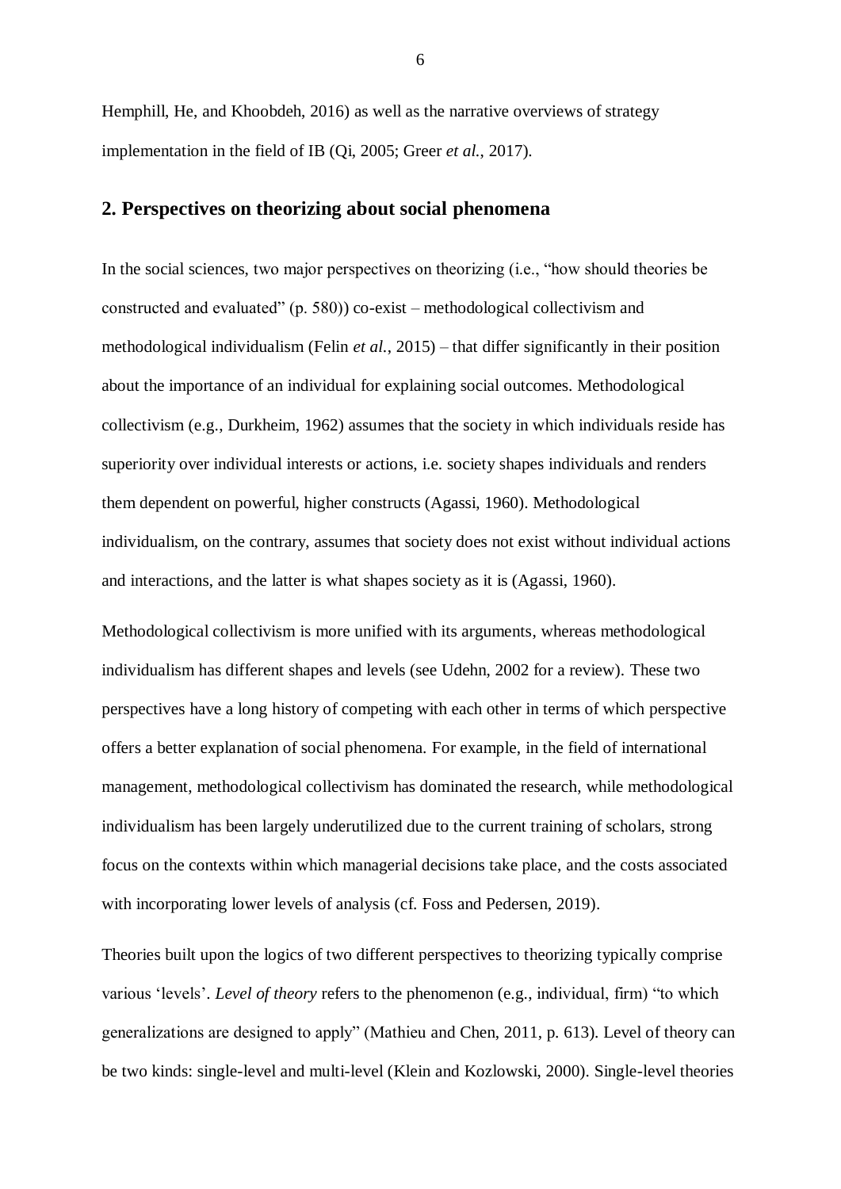Hemphill, He, and Khoobdeh, 2016) as well as the narrative overviews of strategy implementation in the field of IB (Qi, 2005; Greer *et al.*, 2017).

## 2. Perspectives on theorizing about social phenomena

In the social sciences, two major perspectives on theorizing (i.e., "how should theories be constructed and evaluated" (p. 580)) co-exist – methodological collectivism and methodological individualism (Felin *et al.*, 2015) – that differ significantly in their position about the importance of an individual for explaining social outcomes. Methodological collectivism (e.g., Durkheim, 1962) assumes that the society in which individuals reside has superiority over individual interests or actions, i.e. society shapes individuals and renders them dependent on powerful, higher constructs (Agassi, 1960). Methodological individualism, on the contrary, assumes that society does not exist without individual actions and interactions, and the latter is what shapes society as it is (Agassi, 1960).

Methodological collectivism is more unified with its arguments, whereas methodological individualism has different shapes and levels (see Udehn, 2002 for a review). These two perspectives have a long history of competing with each other in terms of which perspective offers a better explanation of social phenomena. For example, in the field of international management, methodological collectivism has dominated the research, while methodological individualism has been largely underutilized due to the current training of scholars, strong focus on the contexts within which managerial decisions take place, and the costs associated with incorporating lower levels of analysis (cf. Foss and Pedersen, 2019).

Theories built upon the logics of two different perspectives to theorizing typically comprise various 'levels'. *Level of theory* refers to the phenomenon (e.g., individual, firm) "to which generalizations are designed to apply" (Mathieu and Chen, 2011, p. 613). Level of theory can be two kinds: single-level and multi-level (Klein and Kozlowski, 2000). Single-level theories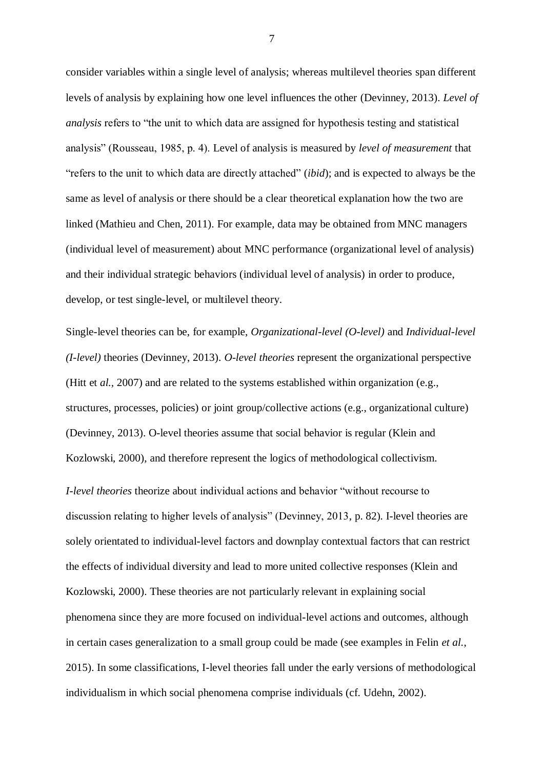consider variables within a single level of analysis; whereas multilevel theories span different levels of analysis by explaining how one level influences the other (Devinney, 2013). *Level of analysis* refers to "the unit to which data are assigned for hypothesis testing and statistical analysis" (Rousseau, 1985, p. 4). Level of analysis is measured by *level of measurement* that "refers to the unit to which data are directly attached" (*ibid*); and is expected to always be the same as level of analysis or there should be a clear theoretical explanation how the two are linked (Mathieu and Chen, 2011). For example, data may be obtained from MNC managers (individual level of measurement) about MNC performance (organizational level of analysis) and their individual strategic behaviors (individual level of analysis) in order to produce, develop, or test single-level, or multilevel theory.

Single-level theories can be, for example, *Organizational-level (O-level)* and *Individual-level (I-level)* theories (Devinney, 2013). *O-level theories* represent the organizational perspective (Hitt et *al.*, 2007) and are related to the systems established within organization (e.g., structures, processes, policies) or joint group/collective actions (e.g., organizational culture) (Devinney, 2013). O-level theories assume that social behavior is regular (Klein and Kozlowski, 2000), and therefore represent the logics of methodological collectivism.

*I-level theories* theorize about individual actions and behavior "without recourse to discussion relating to higher levels of analysis" (Devinney, 2013, p. 82). I-level theories are solely orientated to individual-level factors and downplay contextual factors that can restrict the effects of individual diversity and lead to more united collective responses (Klein and Kozlowski, 2000). These theories are not particularly relevant in explaining social phenomena since they are more focused on individual-level actions and outcomes, although in certain cases generalization to a small group could be made (see examples in Felin *et al.*, 2015). In some classifications, I-level theories fall under the early versions of methodological individualism in which social phenomena comprise individuals (cf. Udehn, 2002).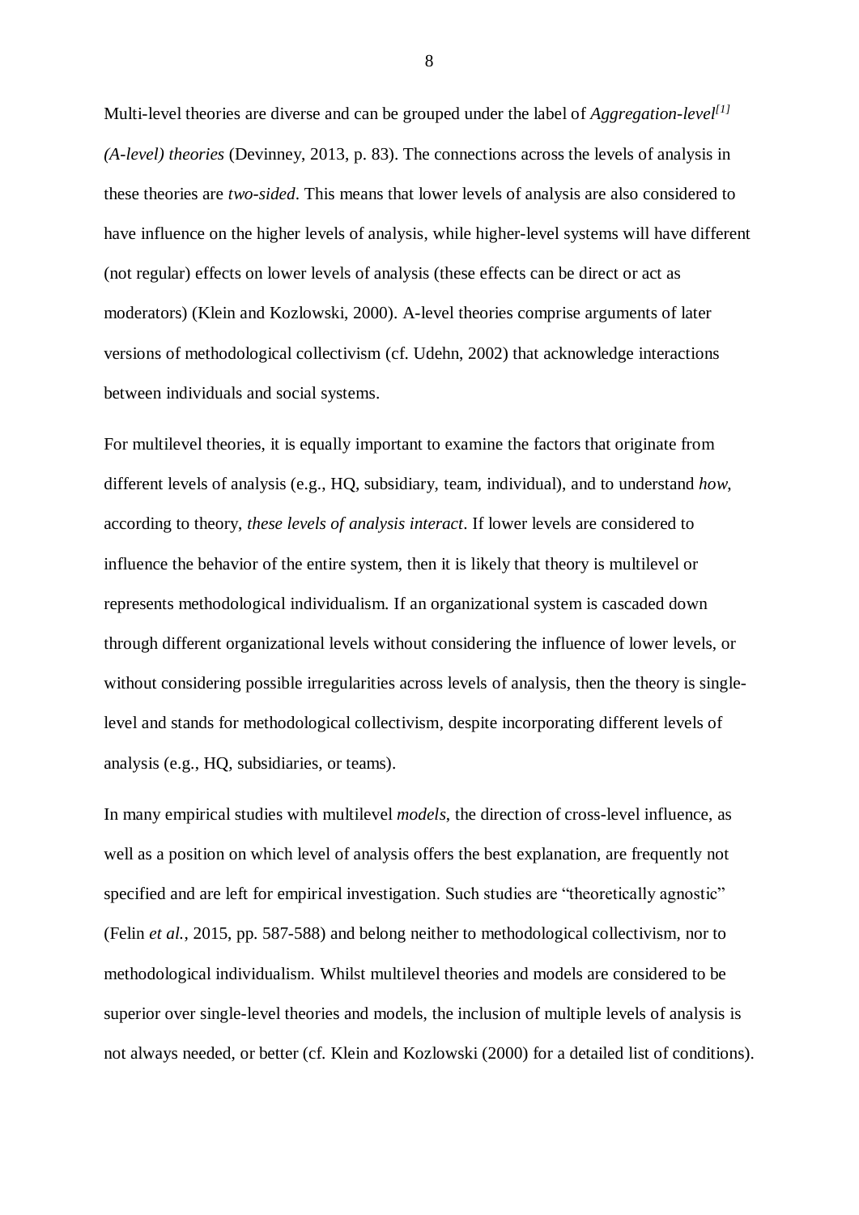Multi-level theories are diverse and can be grouped under the label of *Aggregation-level*[1] *(A-level) theories* (Devinney, 2013, p. 83). The connections across the levels of analysis in these theories are *two-sided*. This means that lower levels of analysis are also considered to have influence on the higher levels of analysis, while higher-level systems will have different (not regular) effects on lower levels of analysis (these effects can be direct or act as moderators) (Klein and Kozlowski, 2000). A-level theories comprise arguments of later versions of methodological collectivism (cf. Udehn, 2002) that acknowledge interactions between individuals and social systems.

For multilevel theories, it is equally important to examine the factors that originate from different levels of analysis (e.g., HQ, subsidiary, team, individual), and to understand *how*, according to theory, *these levels of analysis interact*. If lower levels are considered to influence the behavior of the entire system, then it is likely that theory is multilevel or represents methodological individualism. If an organizational system is cascaded down through different organizational levels without considering the influence of lower levels, or without considering possible irregularities across levels of analysis, then the theory is single-level and stands for methodological collectivism, despite incorporating different levels of analysis (e.g., HQ, subsidiaries, or teams).

In many empirical studies with multilevel *models*, the direction of cross-level influence, as well as a position on which level of analysis offers the best explanation, are frequently not specified and are left for empirical investigation. Such studies are "theoretically agnostic" (Felin *et al.*, 2015, pp. 587-588) and belong neither to methodological collectivism, nor to methodological individualism. Whilst multilevel theories and models are considered to be superior over single-level theories and models, the inclusion of multiple levels of analysis is not always needed, or better (cf. Klein and Kozlowski (2000) for a detailed list of conditions).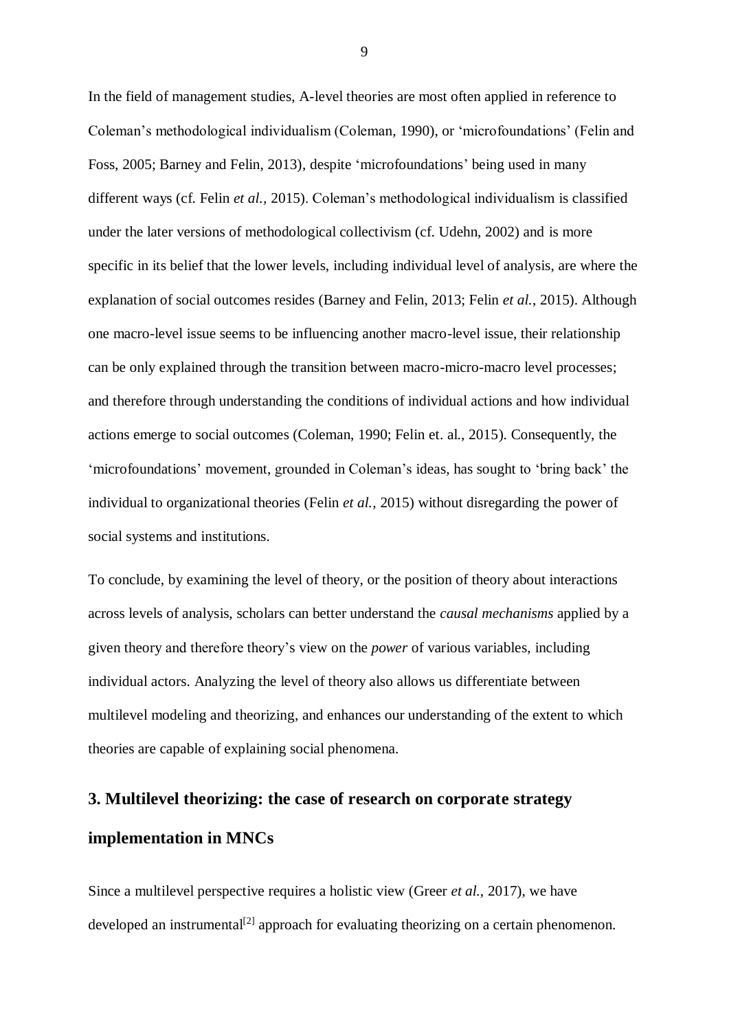In the field of management studies, A-level theories are most often applied in reference to Coleman's methodological individualism (Coleman, 1990), or 'microfoundations' (Felin and Foss, 2005; Barney and Felin, 2013), despite 'microfoundations' being used in many different ways (cf. Felin *et al.*, 2015). Coleman's methodological individualism is classified under the later versions of methodological collectivism (cf. Udehn, 2002) and is more specific in its belief that the lower levels, including individual level of analysis, are where the explanation of social outcomes resides (Barney and Felin, 2013; Felin *et al.*, 2015). Although one macro-level issue seems to be influencing another macro-level issue, their relationship can be only explained through the transition between macro-micro-macro level processes; and therefore through understanding the conditions of individual actions and how individual actions emerge to social outcomes (Coleman, 1990; Felin et. al., 2015). Consequently, the 'microfoundations' movement, grounded in Coleman's ideas, has sought to 'bring back' the individual to organizational theories (Felin *et al.*, 2015) without disregarding the power of social systems and institutions.

To conclude, by examining the level of theory, or the position of theory about interactions across levels of analysis, scholars can better understand the *causal mechanisms* applied by a given theory and therefore theory's view on the *power* of various variables, including individual actors. Analyzing the level of theory also allows us differentiate between multilevel modeling and theorizing, and enhances our understanding of the extent to which theories are capable of explaining social phenomena.

## 3. Multilevel theorizing: the case of research on corporate strategy implementation in MNCs

Since a multilevel perspective requires a holistic view (Greer *et al.*, 2017), we have developed an instrumental[2] approach for evaluating theorizing on a certain phenomenon.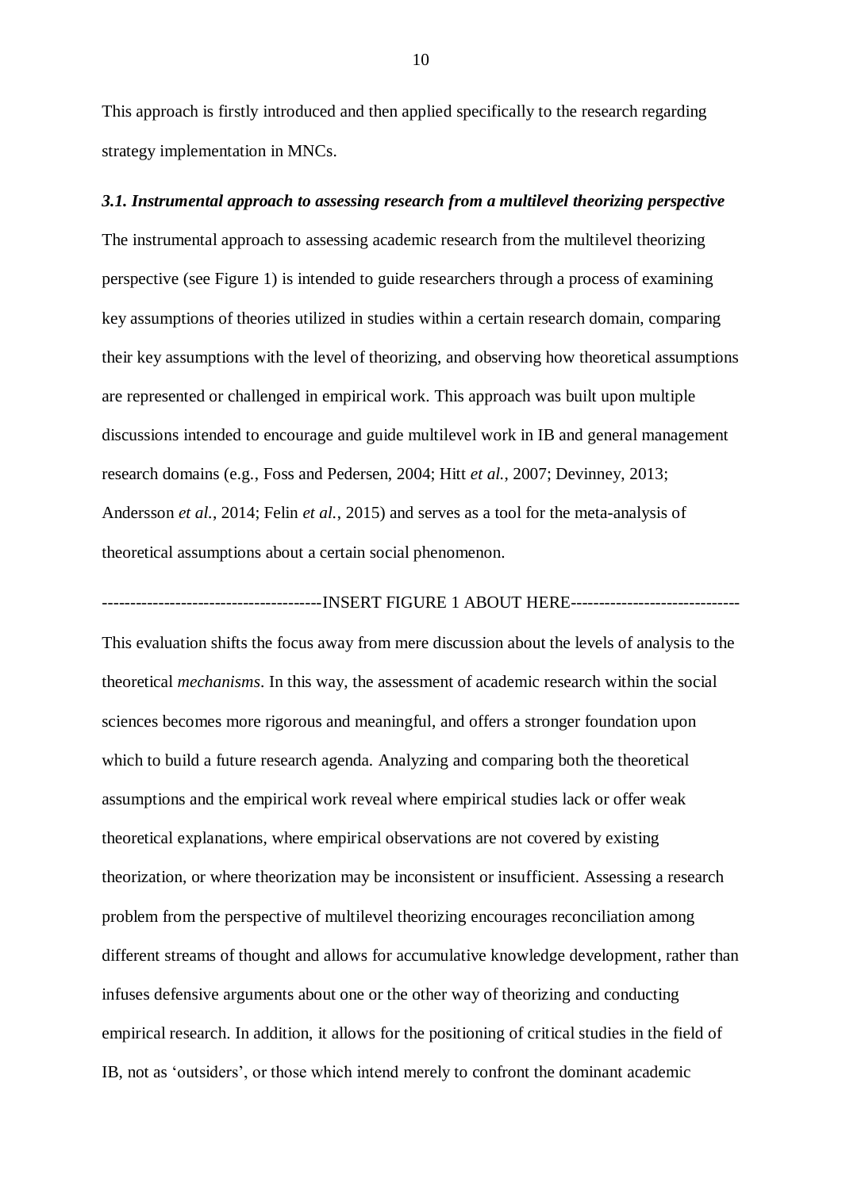This approach is firstly introduced and then applied specifically to the research regarding strategy implementation in MNCs.

### *3.1. Instrumental approach to assessing research from a multilevel theorizing perspective*

The instrumental approach to assessing academic research from the multilevel theorizing perspective (see Figure 1) is intended to guide researchers through a process of examining key assumptions of theories utilized in studies within a certain research domain, comparing their key assumptions with the level of theorizing, and observing how theoretical assumptions are represented or challenged in empirical work. This approach was built upon multiple discussions intended to encourage and guide multilevel work in IB and general management research domains (e.g., Foss and Pedersen, 2004; Hitt *et al.*, 2007; Devinney, 2013; Andersson *et al.*, 2014; Felin *et al.*, 2015) and serves as a tool for the meta-analysis of theoretical assumptions about a certain social phenomenon.

--------------------------------------INSERT FIGURE 1 ABOUT HERE-----------------------------

This evaluation shifts the focus away from mere discussion about the levels of analysis to the theoretical *mechanisms*. In this way, the assessment of academic research within the social sciences becomes more rigorous and meaningful, and offers a stronger foundation upon which to build a future research agenda. Analyzing and comparing both the theoretical assumptions and the empirical work reveal where empirical studies lack or offer weak theoretical explanations, where empirical observations are not covered by existing theorization, or where theorization may be inconsistent or insufficient. Assessing a research problem from the perspective of multilevel theorizing encourages reconciliation among different streams of thought and allows for accumulative knowledge development, rather than infuses defensive arguments about one or the other way of theorizing and conducting empirical research. In addition, it allows for the positioning of critical studies in the field of IB, not as 'outsiders', or those which intend merely to confront the dominant academic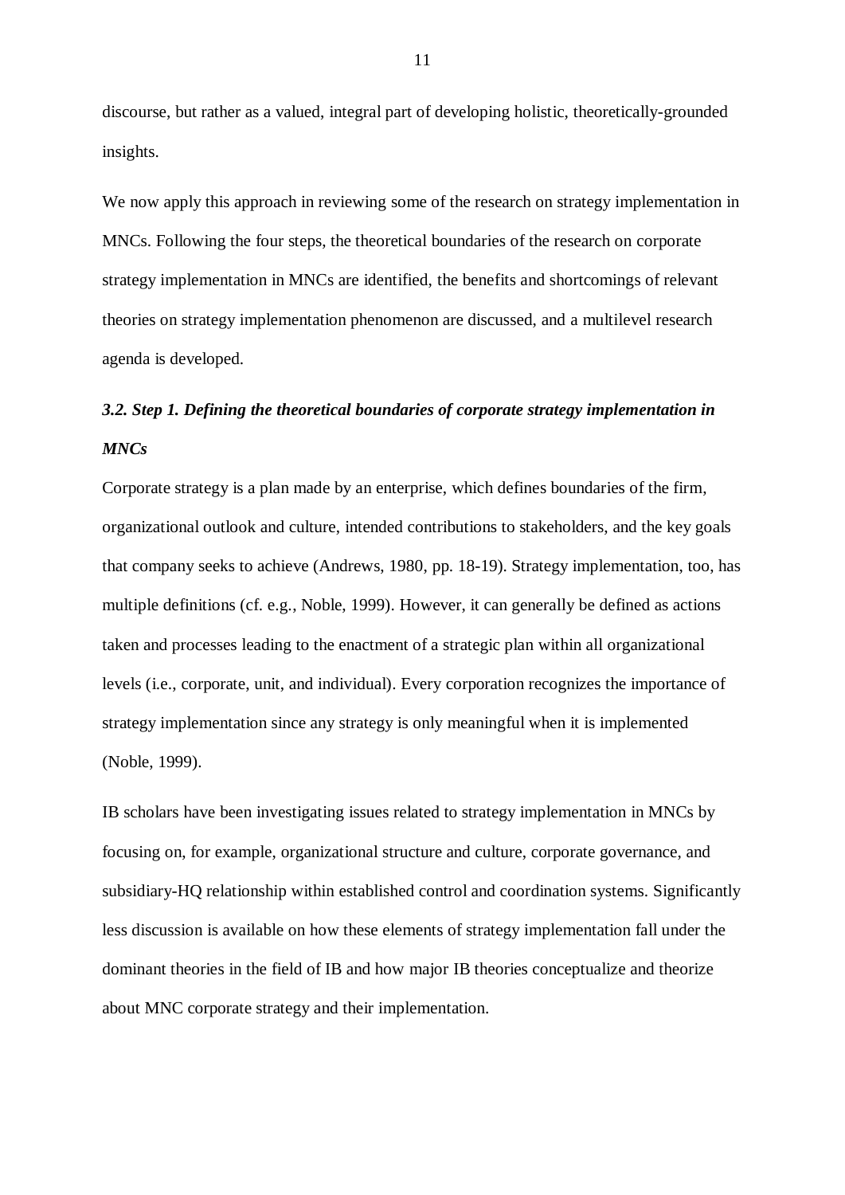discourse, but rather as a valued, integral part of developing holistic, theoretically-grounded insights.

We now apply this approach in reviewing some of the research on strategy implementation in MNCs. Following the four steps, the theoretical boundaries of the research on corporate strategy implementation in MNCs are identified, the benefits and shortcomings of relevant theories on strategy implementation phenomenon are discussed, and a multilevel research agenda is developed.

### *3.2. Step 1. Defining the theoretical boundaries of corporate strategy implementation in MNCs*

Corporate strategy is a plan made by an enterprise, which defines boundaries of the firm, organizational outlook and culture, intended contributions to stakeholders, and the key goals that company seeks to achieve (Andrews, 1980, pp. 18-19). Strategy implementation, too, has multiple definitions (cf. e.g., Noble, 1999). However, it can generally be defined as actions taken and processes leading to the enactment of a strategic plan within all organizational levels (i.e., corporate, unit, and individual). Every corporation recognizes the importance of strategy implementation since any strategy is only meaningful when it is implemented (Noble, 1999).

IB scholars have been investigating issues related to strategy implementation in MNCs by focusing on, for example, organizational structure and culture, corporate governance, and subsidiary-HQ relationship within established control and coordination systems. Significantly less discussion is available on how these elements of strategy implementation fall under the dominant theories in the field of IB and how major IB theories conceptualize and theorize about MNC corporate strategy and their implementation.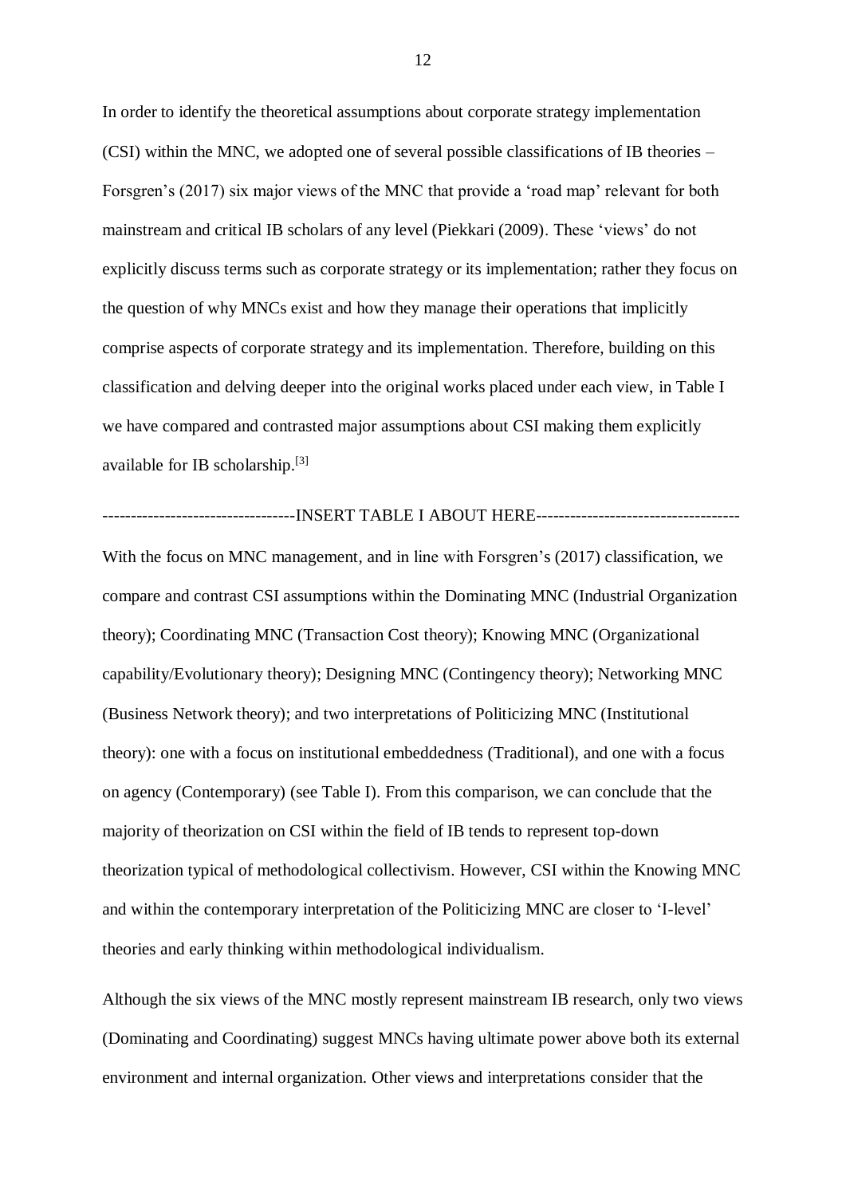In order to identify the theoretical assumptions about corporate strategy implementation (CSI) within the MNC, we adopted one of several possible classifications of IB theories – Forsgren's (2017) six major views of the MNC that provide a 'road map' relevant for both mainstream and critical IB scholars of any level (Piekkari (2009). These 'views' do not explicitly discuss terms such as corporate strategy or its implementation; rather they focus on the question of why MNCs exist and how they manage their operations that implicitly comprise aspects of corporate strategy and its implementation. Therefore, building on this classification and delving deeper into the original works placed under each view, in Table I we have compared and contrasted major assumptions about CSI making them explicitly available for IB scholarship.[3]

---------------------------------INSERT TABLE I ABOUT HERE-----------------------------------

With the focus on MNC management, and in line with Forsgren's (2017) classification, we compare and contrast CSI assumptions within the Dominating MNC (Industrial Organization theory); Coordinating MNC (Transaction Cost theory); Knowing MNC (Organizational capability/Evolutionary theory); Designing MNC (Contingency theory); Networking MNC (Business Network theory); and two interpretations of Politicizing MNC (Institutional theory): one with a focus on institutional embeddedness (Traditional), and one with a focus on agency (Contemporary) (see Table I). From this comparison, we can conclude that the majority of theorization on CSI within the field of IB tends to represent top-down theorization typical of methodological collectivism. However, CSI within the Knowing MNC and within the contemporary interpretation of the Politicizing MNC are closer to 'I-level' theories and early thinking within methodological individualism.

Although the six views of the MNC mostly represent mainstream IB research, only two views (Dominating and Coordinating) suggest MNCs having ultimate power above both its external environment and internal organization. Other views and interpretations consider that the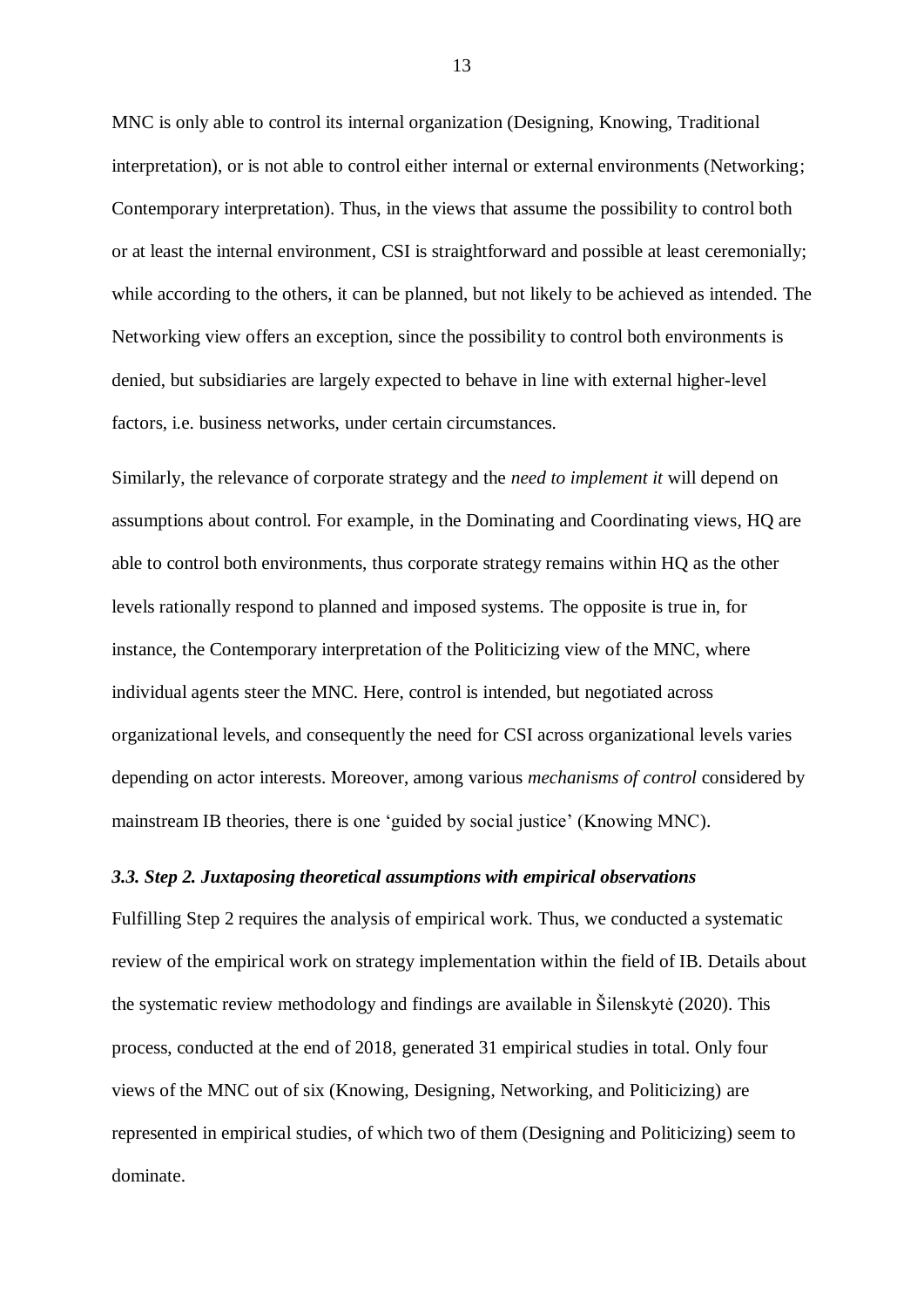MNC is only able to control its internal organization (Designing, Knowing, Traditional interpretation), or is not able to control either internal or external environments (Networking; Contemporary interpretation). Thus, in the views that assume the possibility to control both or at least the internal environment, CSI is straightforward and possible at least ceremonially; while according to the others, it can be planned, but not likely to be achieved as intended. The Networking view offers an exception, since the possibility to control both environments is denied, but subsidiaries are largely expected to behave in line with external higher-level factors, i.e. business networks, under certain circumstances.

Similarly, the relevance of corporate strategy and the *need to implement it* will depend on assumptions about control. For example, in the Dominating and Coordinating views, HQ are able to control both environments, thus corporate strategy remains within HQ as the other levels rationally respond to planned and imposed systems. The opposite is true in, for instance, the Contemporary interpretation of the Politicizing view of the MNC, where individual agents steer the MNC. Here, control is intended, but negotiated across organizational levels, and consequently the need for CSI across organizational levels varies depending on actor interests. Moreover, among various *mechanisms of control* considered by mainstream IB theories, there is one 'guided by social justice' (Knowing MNC).

### *3.3. Step 2. Juxtaposing theoretical assumptions with empirical observations*

Fulfilling Step 2 requires the analysis of empirical work. Thus, we conducted a systematic review of the empirical work on strategy implementation within the field of IB. Details about the systematic review methodology and findings are available in Šilenskytė (2020). This process, conducted at the end of 2018, generated 31 empirical studies in total. Only four views of the MNC out of six (Knowing, Designing, Networking, and Politicizing) are represented in empirical studies, of which two of them (Designing and Politicizing) seem to dominate.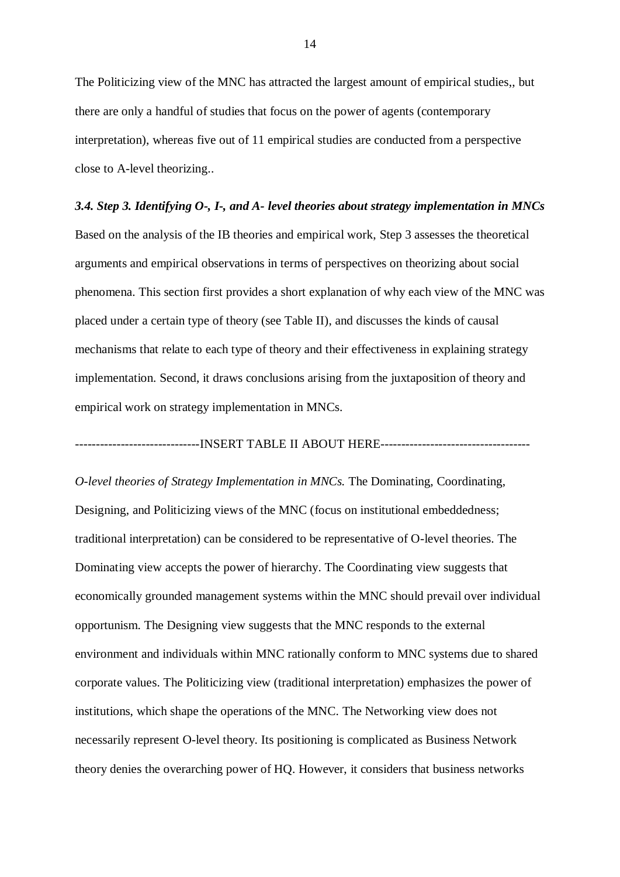The Politicizing view of the MNC has attracted the largest amount of empirical studies,, but there are only a handful of studies that focus on the power of agents (contemporary interpretation), whereas five out of 11 empirical studies are conducted from a perspective close to A-level theorizing..

### *3.4. Step 3. Identifying O-, I-, and A- level theories about strategy implementation in MNCs*

Based on the analysis of the IB theories and empirical work, Step 3 assesses the theoretical arguments and empirical observations in terms of perspectives on theorizing about social phenomena. This section first provides a short explanation of why each view of the MNC was placed under a certain type of theory (see Table II), and discusses the kinds of causal mechanisms that relate to each type of theory and their effectiveness in explaining strategy implementation. Second, it draws conclusions arising from the juxtaposition of theory and empirical work on strategy implementation in MNCs.

-----------------------------INSERT TABLE II ABOUT HERE-----------------------------------

*O-level theories of Strategy Implementation in MNCs.* The Dominating, Coordinating, Designing, and Politicizing views of the MNC (focus on institutional embeddedness; traditional interpretation) can be considered to be representative of O-level theories. The Dominating view accepts the power of hierarchy. The Coordinating view suggests that economically grounded management systems within the MNC should prevail over individual opportunism. The Designing view suggests that the MNC responds to the external environment and individuals within MNC rationally conform to MNC systems due to shared corporate values. The Politicizing view (traditional interpretation) emphasizes the power of institutions, which shape the operations of the MNC. The Networking view does not necessarily represent O-level theory. Its positioning is complicated as Business Network theory denies the overarching power of HQ. However, it considers that business networks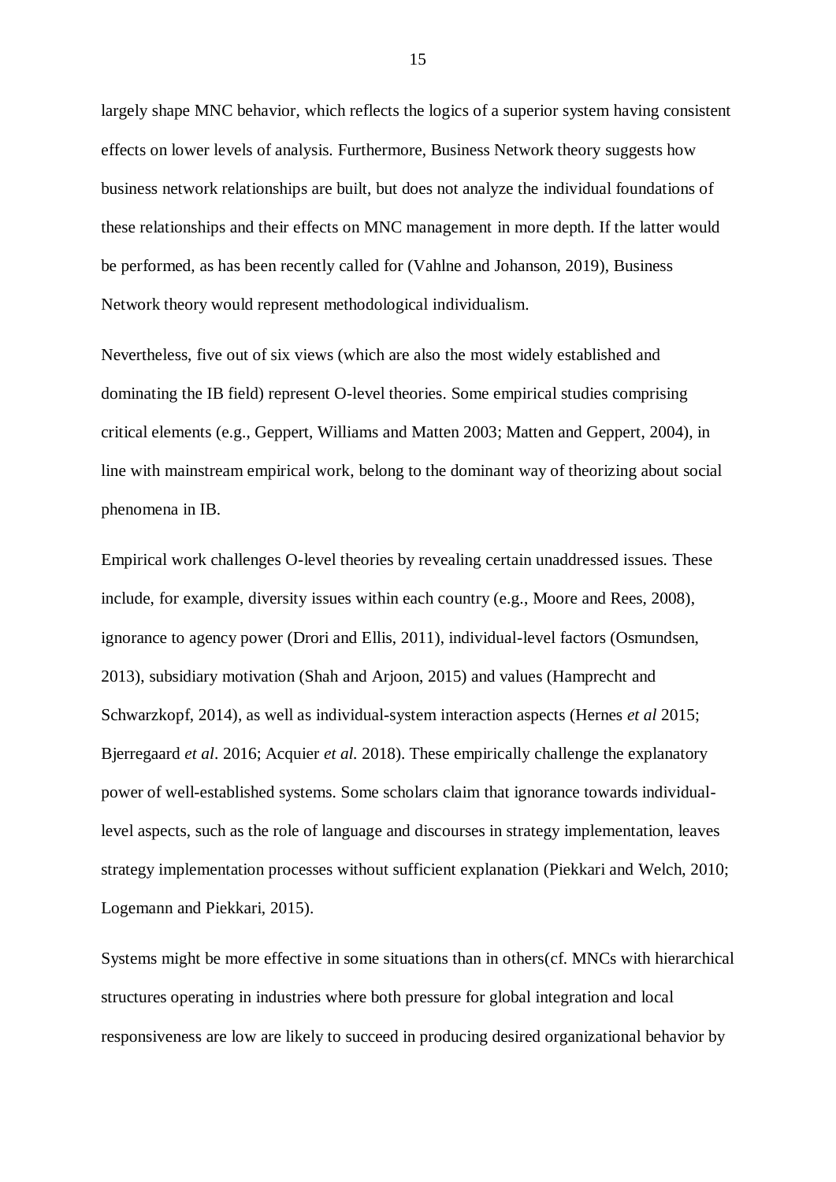largely shape MNC behavior, which reflects the logics of a superior system having consistent effects on lower levels of analysis. Furthermore, Business Network theory suggests how business network relationships are built, but does not analyze the individual foundations of these relationships and their effects on MNC management in more depth. If the latter would be performed, as has been recently called for (Vahlne and Johanson, 2019), Business Network theory would represent methodological individualism.

Nevertheless, five out of six views (which are also the most widely established and dominating the IB field) represent O-level theories. Some empirical studies comprising critical elements (e.g., Geppert, Williams and Matten 2003; Matten and Geppert, 2004), in line with mainstream empirical work, belong to the dominant way of theorizing about social phenomena in IB.

Empirical work challenges O-level theories by revealing certain unaddressed issues. These include, for example, diversity issues within each country (e.g., Moore and Rees, 2008), ignorance to agency power (Drori and Ellis, 2011), individual-level factors (Osmundsen, 2013), subsidiary motivation (Shah and Arjoon, 2015) and values (Hamprecht and Schwarzkopf, 2014), as well as individual-system interaction aspects (Hernes *et al* 2015; Bjerregaard *et al*. 2016; Acquier *et al.* 2018). These empirically challenge the explanatory power of well-established systems. Some scholars claim that ignorance towards individual-level aspects, such as the role of language and discourses in strategy implementation, leaves strategy implementation processes without sufficient explanation (Piekkari and Welch, 2010; Logemann and Piekkari, 2015).

Systems might be more effective in some situations than in others(cf. MNCs with hierarchical structures operating in industries where both pressure for global integration and local responsiveness are low are likely to succeed in producing desired organizational behavior by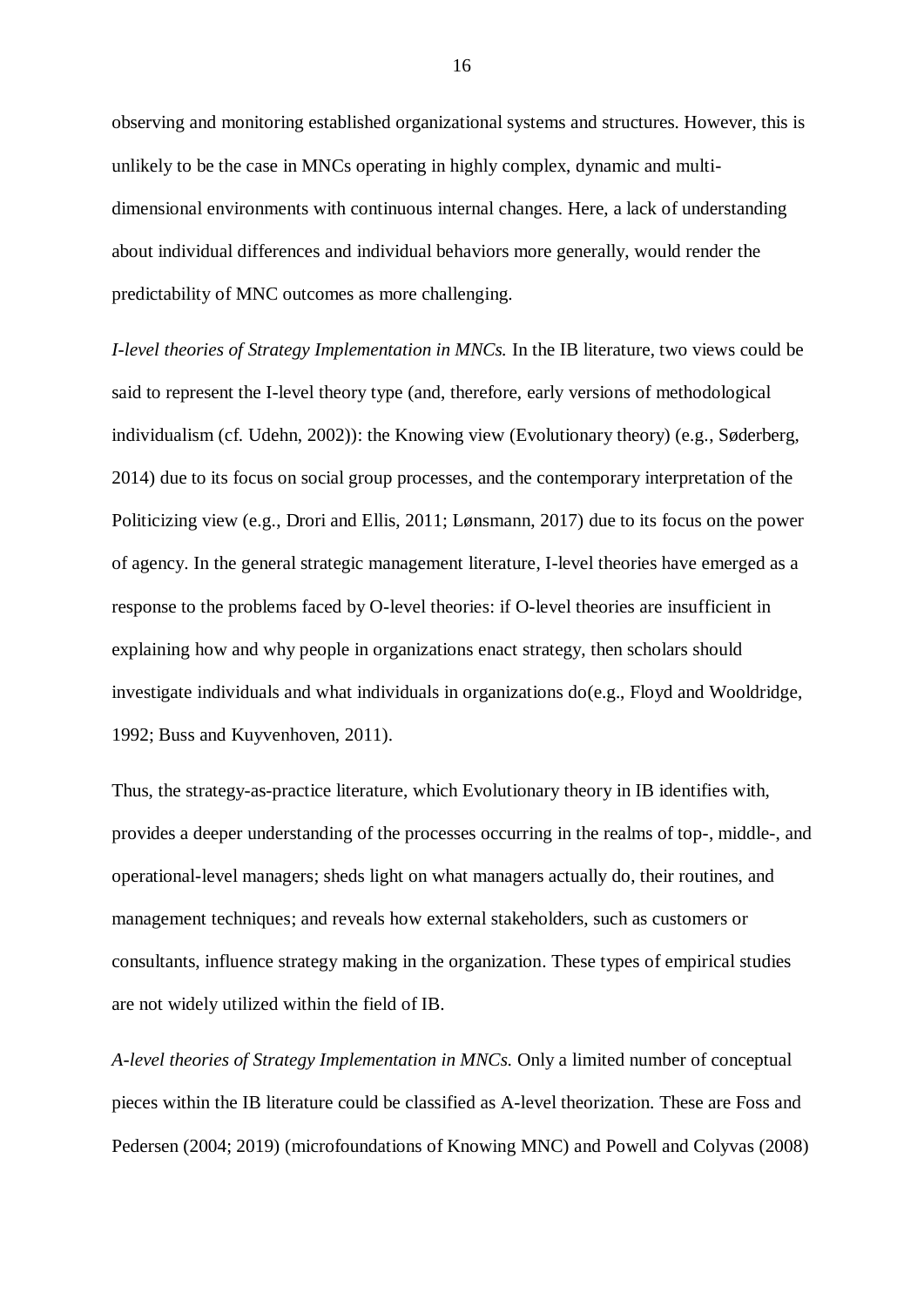observing and monitoring established organizational systems and structures. However, this is unlikely to be the case in MNCs operating in highly complex, dynamic and multi-dimensional environments with continuous internal changes. Here, a lack of understanding about individual differences and individual behaviors more generally, would render the predictability of MNC outcomes as more challenging.

*I-level theories of Strategy Implementation in MNCs.* In the IB literature, two views could be said to represent the I-level theory type (and, therefore, early versions of methodological individualism (cf. Udehn, 2002)): the Knowing view (Evolutionary theory) (e.g., Søderberg, 2014) due to its focus on social group processes, and the contemporary interpretation of the Politicizing view (e.g., Drori and Ellis, 2011; Lønsmann, 2017) due to its focus on the power of agency. In the general strategic management literature, I-level theories have emerged as a response to the problems faced by O-level theories: if O-level theories are insufficient in explaining how and why people in organizations enact strategy, then scholars should investigate individuals and what individuals in organizations do(e.g., Floyd and Wooldridge, 1992; Buss and Kuyvenhoven, 2011).

Thus, the strategy-as-practice literature, which Evolutionary theory in IB identifies with, provides a deeper understanding of the processes occurring in the realms of top-, middle-, and operational-level managers; sheds light on what managers actually do, their routines, and management techniques; and reveals how external stakeholders, such as customers or consultants, influence strategy making in the organization. These types of empirical studies are not widely utilized within the field of IB.

*A-level theories of Strategy Implementation in MNCs.* Only a limited number of conceptual pieces within the IB literature could be classified as A-level theorization. These are Foss and Pedersen (2004; 2019) (microfoundations of Knowing MNC) and Powell and Colyvas (2008)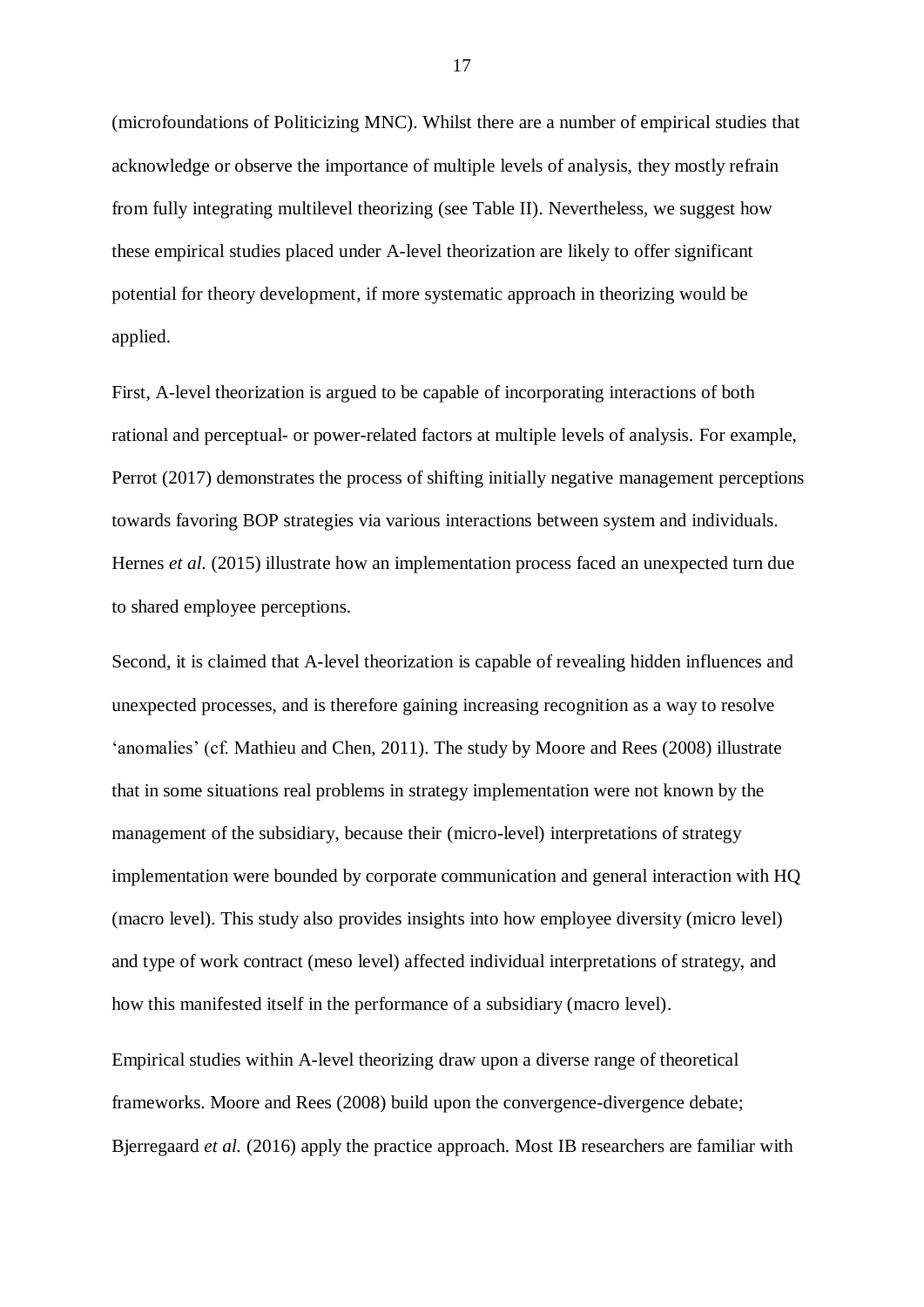(microfoundations of Politicizing MNC). Whilst there are a number of empirical studies that acknowledge or observe the importance of multiple levels of analysis, they mostly refrain from fully integrating multilevel theorizing (see Table II). Nevertheless, we suggest how these empirical studies placed under A-level theorization are likely to offer significant potential for theory development, if more systematic approach in theorizing would be applied.

First, A-level theorization is argued to be capable of incorporating interactions of both rational and perceptual- or power-related factors at multiple levels of analysis. For example, Perrot (2017) demonstrates the process of shifting initially negative management perceptions towards favoring BOP strategies via various interactions between system and individuals. Hernes *et al.* (2015) illustrate how an implementation process faced an unexpected turn due to shared employee perceptions.

Second, it is claimed that A-level theorization is capable of revealing hidden influences and unexpected processes, and is therefore gaining increasing recognition as a way to resolve 'anomalies' (cf. Mathieu and Chen, 2011). The study by Moore and Rees (2008) illustrate that in some situations real problems in strategy implementation were not known by the management of the subsidiary, because their (micro-level) interpretations of strategy implementation were bounded by corporate communication and general interaction with HQ (macro level). This study also provides insights into how employee diversity (micro level) and type of work contract (meso level) affected individual interpretations of strategy, and how this manifested itself in the performance of a subsidiary (macro level).

Empirical studies within A-level theorizing draw upon a diverse range of theoretical frameworks. Moore and Rees (2008) build upon the convergence-divergence debate; Bjerregaard *et al.* (2016) apply the practice approach. Most IB researchers are familiar with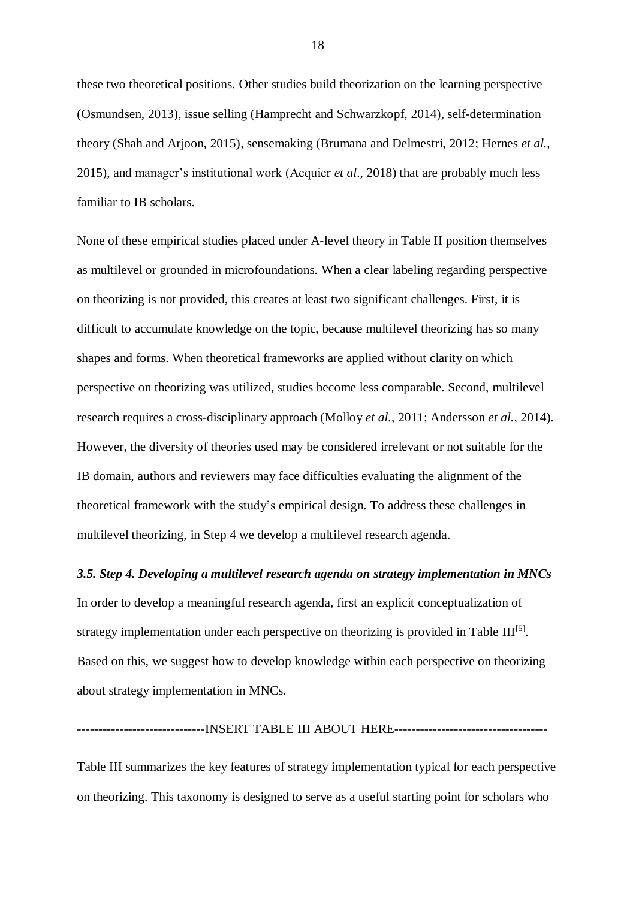these two theoretical positions. Other studies build theorization on the learning perspective (Osmundsen, 2013), issue selling (Hamprecht and Schwarzkopf, 2014), self-determination theory (Shah and Arjoon, 2015), sensemaking (Brumana and Delmestri, 2012; Hernes *et al.*, 2015), and manager's institutional work (Acquier *et al*., 2018) that are probably much less familiar to IB scholars.

None of these empirical studies placed under A-level theory in Table II position themselves as multilevel or grounded in microfoundations. When a clear labeling regarding perspective on theorizing is not provided, this creates at least two significant challenges. First, it is difficult to accumulate knowledge on the topic, because multilevel theorizing has so many shapes and forms. When theoretical frameworks are applied without clarity on which perspective on theorizing was utilized, studies become less comparable. Second, multilevel research requires a cross-disciplinary approach (Molloy *et al.*, 2011; Andersson *et al.*, 2014). However, the diversity of theories used may be considered irrelevant or not suitable for the IB domain, authors and reviewers may face difficulties evaluating the alignment of the theoretical framework with the study's empirical design. To address these challenges in multilevel theorizing, in Step 4 we develop a multilevel research agenda.

### *3.5. Step 4. Developing a multilevel research agenda on strategy implementation in MNCs*

In order to develop a meaningful research agenda, first an explicit conceptualization of strategy implementation under each perspective on theorizing is provided in Table III[5]. Based on this, we suggest how to develop knowledge within each perspective on theorizing about strategy implementation in MNCs.

------------------------------INSERT TABLE III ABOUT HERE-----------------------------------

Table III summarizes the key features of strategy implementation typical for each perspective on theorizing. This taxonomy is designed to serve as a useful starting point for scholars who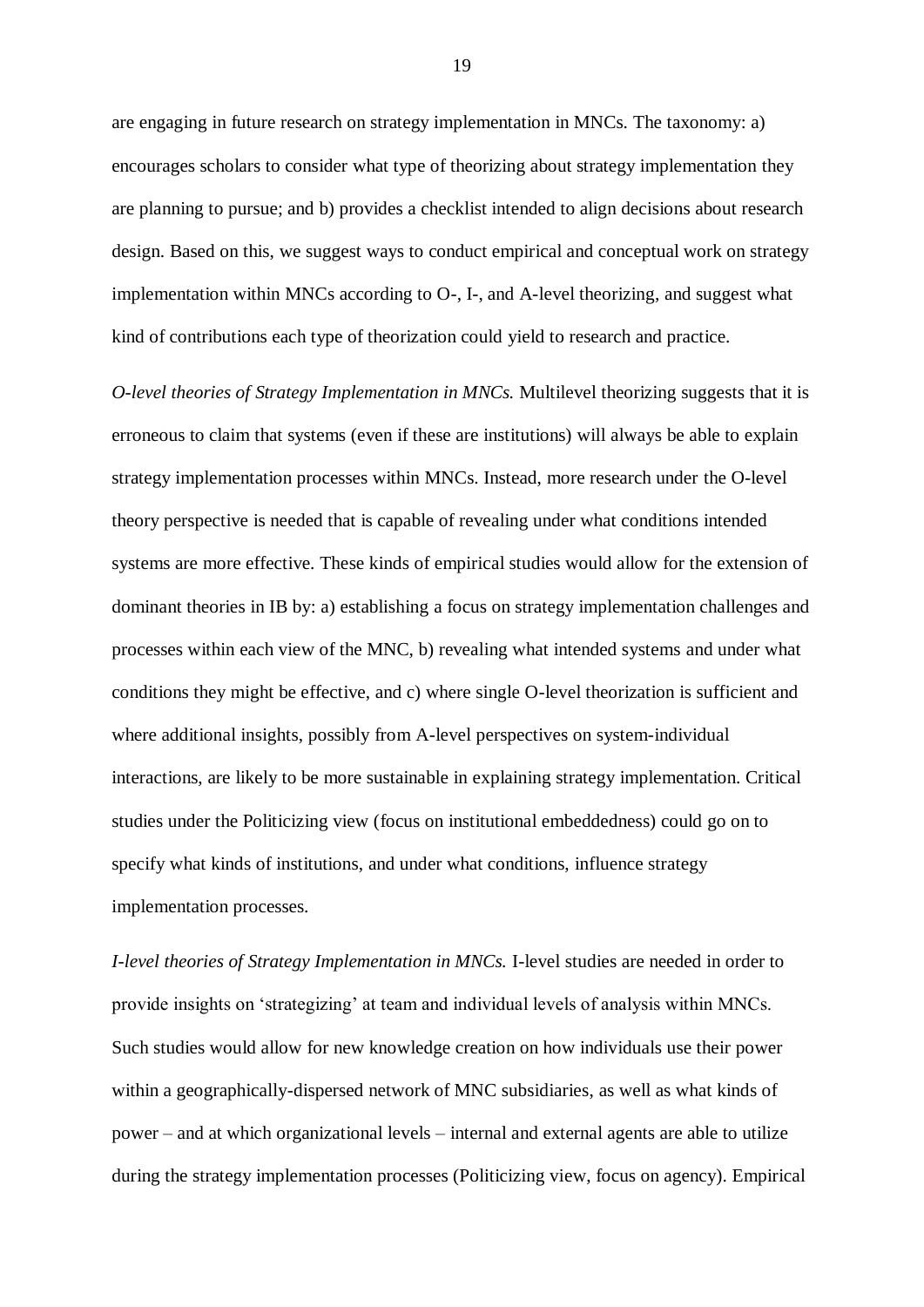are engaging in future research on strategy implementation in MNCs. The taxonomy: a) encourages scholars to consider what type of theorizing about strategy implementation they are planning to pursue; and b) provides a checklist intended to align decisions about research design. Based on this, we suggest ways to conduct empirical and conceptual work on strategy implementation within MNCs according to O-, I-, and A-level theorizing, and suggest what kind of contributions each type of theorization could yield to research and practice.

*O-level theories of Strategy Implementation in MNCs.* Multilevel theorizing suggests that it is erroneous to claim that systems (even if these are institutions) will always be able to explain strategy implementation processes within MNCs. Instead, more research under the O-level theory perspective is needed that is capable of revealing under what conditions intended systems are more effective. These kinds of empirical studies would allow for the extension of dominant theories in IB by: a) establishing a focus on strategy implementation challenges and processes within each view of the MNC, b) revealing what intended systems and under what conditions they might be effective, and c) where single O-level theorization is sufficient and where additional insights, possibly from A-level perspectives on system-individual interactions, are likely to be more sustainable in explaining strategy implementation. Critical studies under the Politicizing view (focus on institutional embeddedness) could go on to specify what kinds of institutions, and under what conditions, influence strategy implementation processes.

*I-level theories of Strategy Implementation in MNCs.* I-level studies are needed in order to provide insights on 'strategizing' at team and individual levels of analysis within MNCs. Such studies would allow for new knowledge creation on how individuals use their power within a geographically-dispersed network of MNC subsidiaries, as well as what kinds of power – and at which organizational levels – internal and external agents are able to utilize during the strategy implementation processes (Politicizing view, focus on agency). Empirical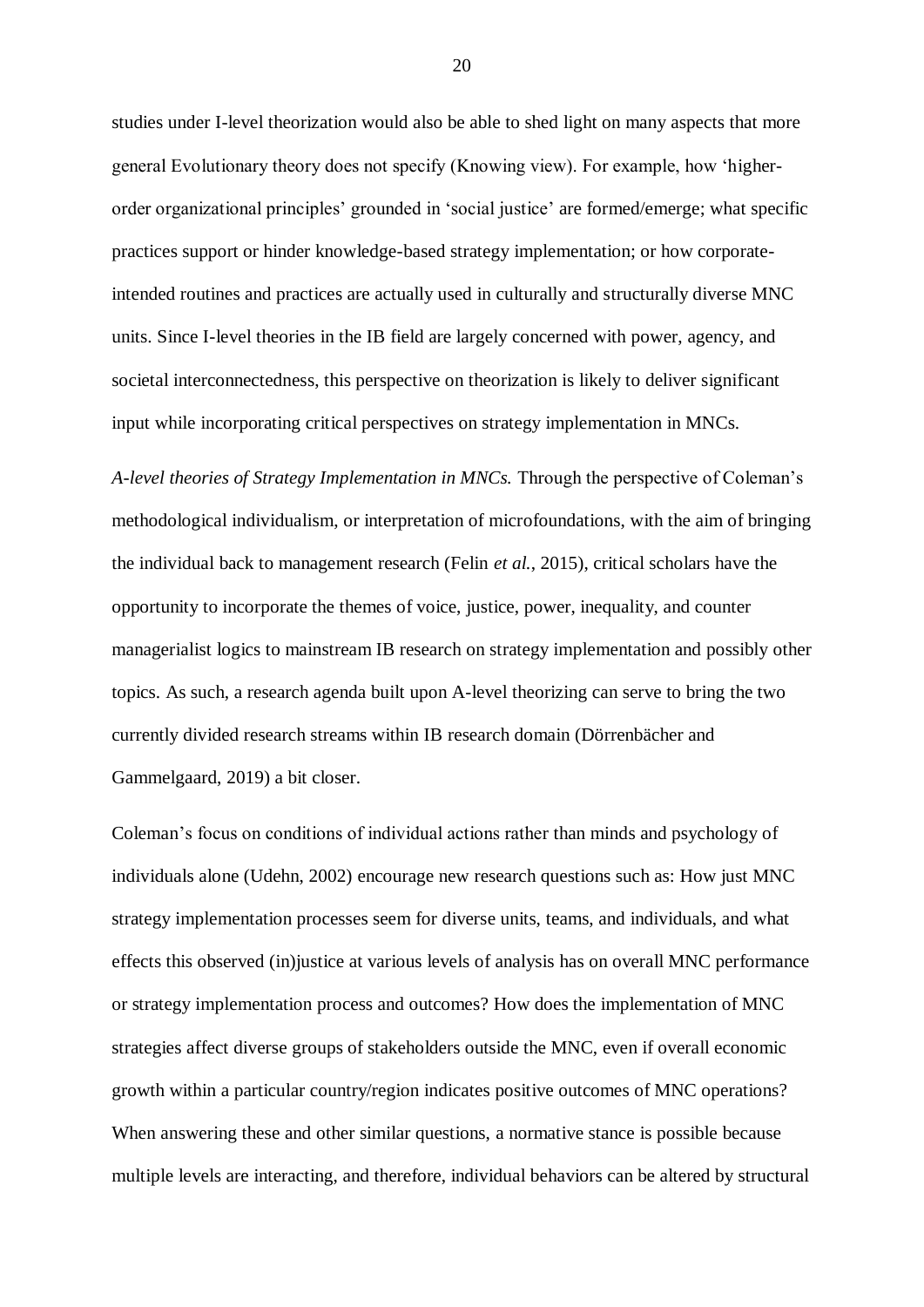studies under I-level theorization would also be able to shed light on many aspects that more general Evolutionary theory does not specify (Knowing view). For example, how 'higher-order organizational principles' grounded in 'social justice' are formed/emerge; what specific practices support or hinder knowledge-based strategy implementation; or how corporate-intended routines and practices are actually used in culturally and structurally diverse MNC units. Since I-level theories in the IB field are largely concerned with power, agency, and societal interconnectedness, this perspective on theorization is likely to deliver significant input while incorporating critical perspectives on strategy implementation in MNCs.

*A-level theories of Strategy Implementation in MNCs.* Through the perspective of Coleman's methodological individualism, or interpretation of microfoundations, with the aim of bringing the individual back to management research (Felin *et al.*, 2015), critical scholars have the opportunity to incorporate the themes of voice, justice, power, inequality, and counter managerialist logics to mainstream IB research on strategy implementation and possibly other topics. As such, a research agenda built upon A-level theorizing can serve to bring the two currently divided research streams within IB research domain (Dörrenbächer and Gammelgaard, 2019) a bit closer.

Coleman's focus on conditions of individual actions rather than minds and psychology of individuals alone (Udehn, 2002) encourage new research questions such as: How just MNC strategy implementation processes seem for diverse units, teams, and individuals, and what effects this observed (in)justice at various levels of analysis has on overall MNC performance or strategy implementation process and outcomes? How does the implementation of MNC strategies affect diverse groups of stakeholders outside the MNC, even if overall economic growth within a particular country/region indicates positive outcomes of MNC operations? When answering these and other similar questions, a normative stance is possible because multiple levels are interacting, and therefore, individual behaviors can be altered by structural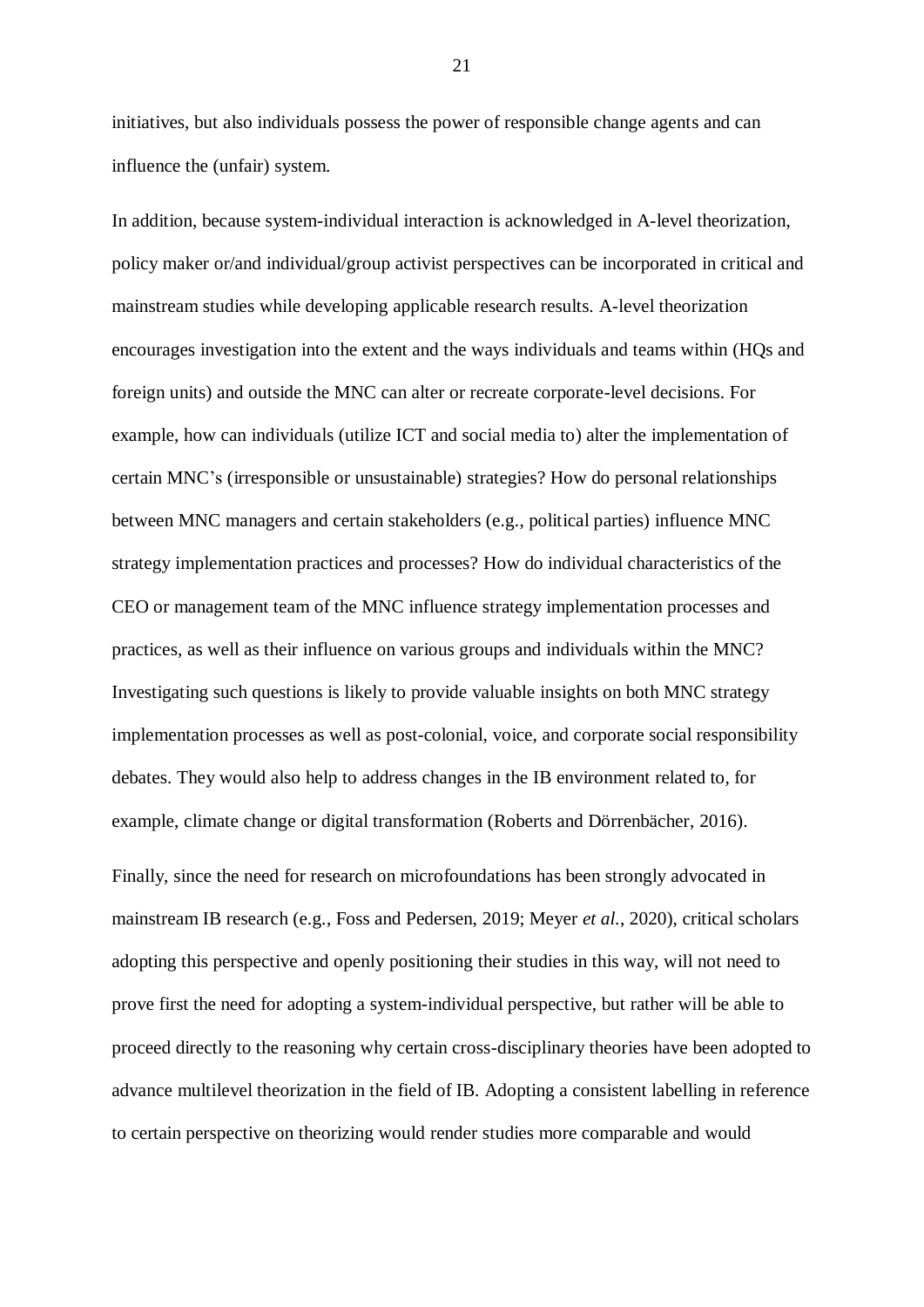initiatives, but also individuals possess the power of responsible change agents and can influence the (unfair) system.

In addition, because system-individual interaction is acknowledged in A-level theorization, policy maker or/and individual/group activist perspectives can be incorporated in critical and mainstream studies while developing applicable research results. A-level theorization encourages investigation into the extent and the ways individuals and teams within (HQs and foreign units) and outside the MNC can alter or recreate corporate-level decisions. For example, how can individuals (utilize ICT and social media to) alter the implementation of certain MNC's (irresponsible or unsustainable) strategies? How do personal relationships between MNC managers and certain stakeholders (e.g., political parties) influence MNC strategy implementation practices and processes? How do individual characteristics of the CEO or management team of the MNC influence strategy implementation processes and practices, as well as their influence on various groups and individuals within the MNC? Investigating such questions is likely to provide valuable insights on both MNC strategy implementation processes as well as post-colonial, voice, and corporate social responsibility debates. They would also help to address changes in the IB environment related to, for example, climate change or digital transformation (Roberts and Dörrenbächer, 2016).

Finally, since the need for research on microfoundations has been strongly advocated in mainstream IB research (e.g., Foss and Pedersen, 2019; Meyer *et al.*, 2020), critical scholars adopting this perspective and openly positioning their studies in this way, will not need to prove first the need for adopting a system-individual perspective, but rather will be able to proceed directly to the reasoning why certain cross-disciplinary theories have been adopted to advance multilevel theorization in the field of IB. Adopting a consistent labelling in reference to certain perspective on theorizing would render studies more comparable and would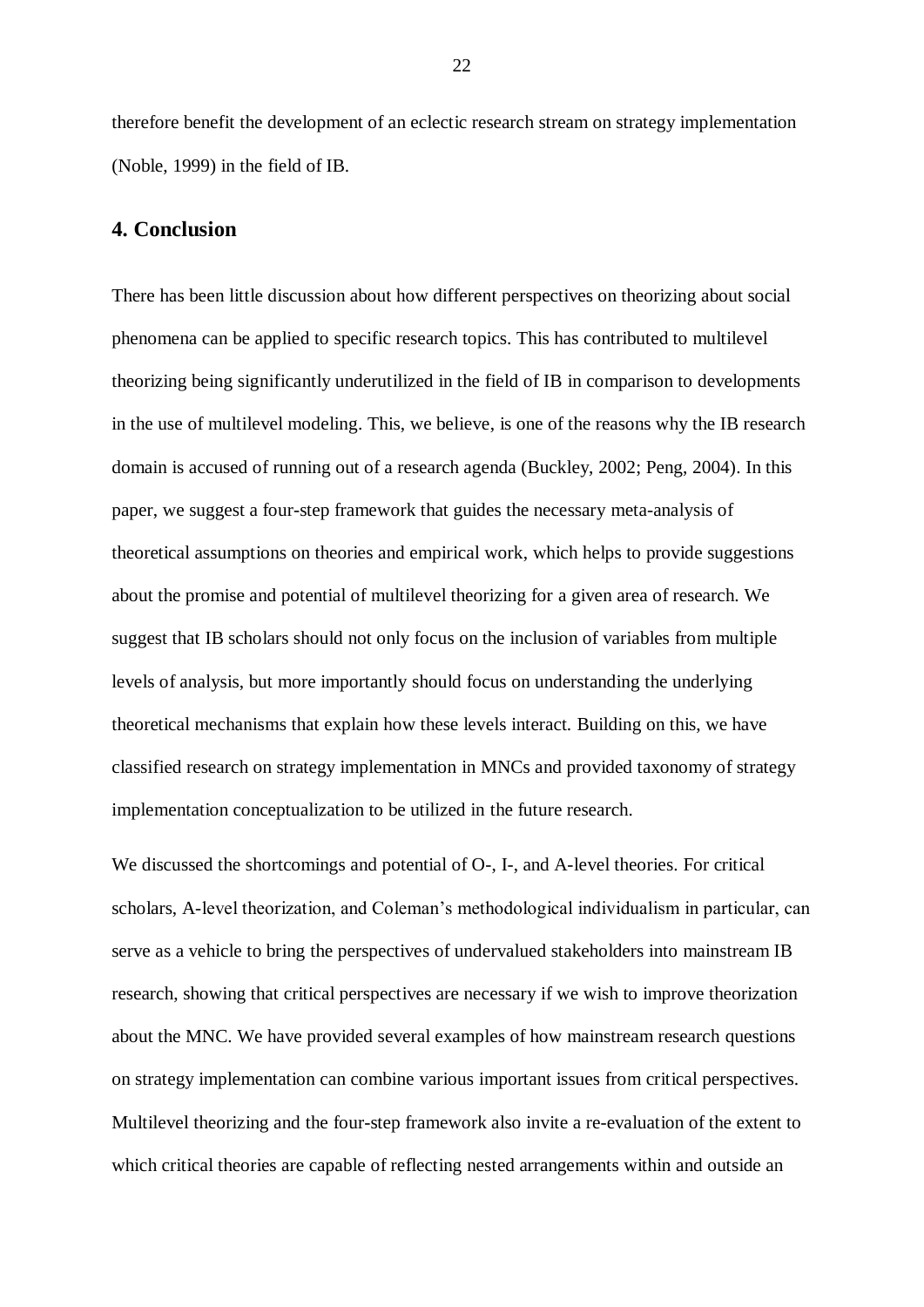therefore benefit the development of an eclectic research stream on strategy implementation (Noble, 1999) in the field of IB.

## 4. Conclusion

There has been little discussion about how different perspectives on theorizing about social phenomena can be applied to specific research topics. This has contributed to multilevel theorizing being significantly underutilized in the field of IB in comparison to developments in the use of multilevel modeling. This, we believe, is one of the reasons why the IB research domain is accused of running out of a research agenda (Buckley, 2002; Peng, 2004). In this paper, we suggest a four-step framework that guides the necessary meta-analysis of theoretical assumptions on theories and empirical work, which helps to provide suggestions about the promise and potential of multilevel theorizing for a given area of research. We suggest that IB scholars should not only focus on the inclusion of variables from multiple levels of analysis, but more importantly should focus on understanding the underlying theoretical mechanisms that explain how these levels interact. Building on this, we have classified research on strategy implementation in MNCs and provided taxonomy of strategy implementation conceptualization to be utilized in the future research.

We discussed the shortcomings and potential of O-, I-, and A-level theories. For critical scholars, A-level theorization, and Coleman's methodological individualism in particular, can serve as a vehicle to bring the perspectives of undervalued stakeholders into mainstream IB research, showing that critical perspectives are necessary if we wish to improve theorization about the MNC. We have provided several examples of how mainstream research questions on strategy implementation can combine various important issues from critical perspectives. Multilevel theorizing and the four-step framework also invite a re-evaluation of the extent to which critical theories are capable of reflecting nested arrangements within and outside an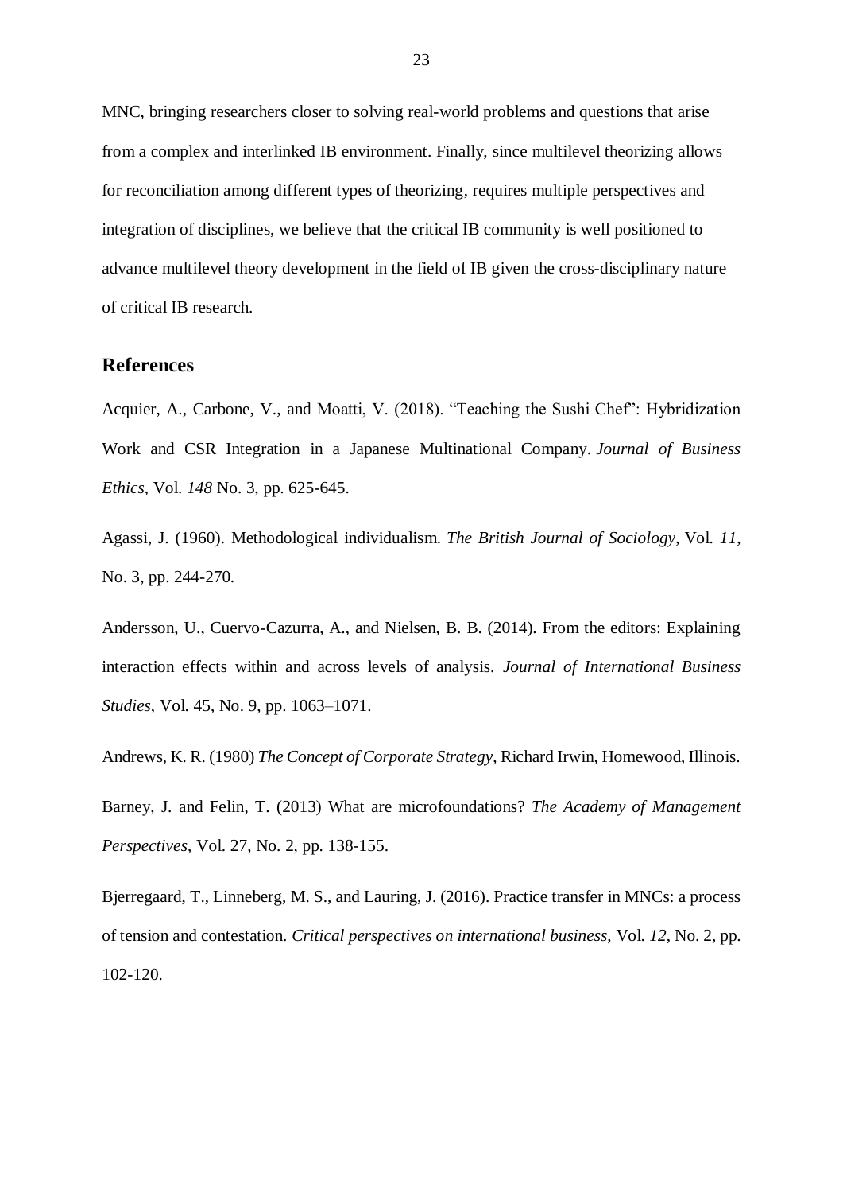MNC, bringing researchers closer to solving real-world problems and questions that arise from a complex and interlinked IB environment. Finally, since multilevel theorizing allows for reconciliation among different types of theorizing, requires multiple perspectives and integration of disciplines, we believe that the critical IB community is well positioned to advance multilevel theory development in the field of IB given the cross-disciplinary nature of critical IB research.

## References

Acquier, A., Carbone, V., and Moatti, V. (2018). "Teaching the Sushi Chef": Hybridization Work and CSR Integration in a Japanese Multinational Company. *Journal of Business Ethics*, Vol. *148* No. 3, pp. 625-645.

Agassi, J. (1960). Methodological individualism. *The British Journal of Sociology*, Vol. *11*, No. 3, pp. 244-270.

Andersson, U., Cuervo-Cazurra, A., and Nielsen, B. B. (2014). From the editors: Explaining interaction effects within and across levels of analysis. *Journal of International Business Studies*, Vol. 45, No. 9, pp. 1063–1071.

Andrews, K. R. (1980) *The Concept of Corporate Strategy*, Richard Irwin, Homewood, Illinois.

Barney, J. and Felin, T. (2013) What are microfoundations? *The Academy of Management Perspectives*, Vol. 27, No. 2, pp. 138-155.

Bjerregaard, T., Linneberg, M. S., and Lauring, J. (2016). Practice transfer in MNCs: a process of tension and contestation. *Critical perspectives on international business*, Vol. *12*, No. 2, pp. 102-120.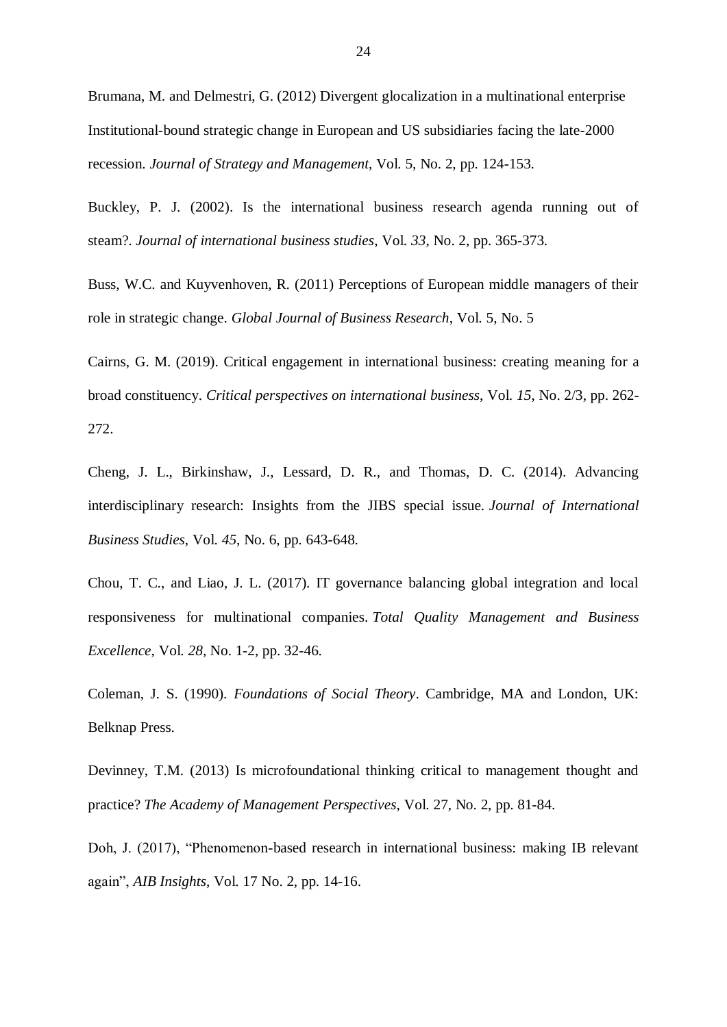Brumana, M. and Delmestri, G. (2012) Divergent glocalization in a multinational enterprise Institutional-bound strategic change in European and US subsidiaries facing the late-2000 recession. *Journal of Strategy and Management*, Vol. 5, No. 2, pp. 124-153.

Buckley, P. J. (2002). Is the international business research agenda running out of steam?. *Journal of international business studies*, Vol. *33*, No. 2, pp. 365-373.

Buss, W.C. and Kuyvenhoven, R. (2011) Perceptions of European middle managers of their role in strategic change. *Global Journal of Business Research*, Vol. 5, No. 5

Cairns, G. M. (2019). Critical engagement in international business: creating meaning for a broad constituency. *Critical perspectives on international business*, Vol. *15*, No. 2/3, pp. 262-272.

Cheng, J. L., Birkinshaw, J., Lessard, D. R., and Thomas, D. C. (2014). Advancing interdisciplinary research: Insights from the JIBS special issue. *Journal of International Business Studies*, Vol. *45*, No. 6, pp. 643-648.

Chou, T. C., and Liao, J. L. (2017). IT governance balancing global integration and local responsiveness for multinational companies. *Total Quality Management and Business Excellence*, Vol. *28*, No. 1-2, pp. 32-46.

Coleman, J. S. (1990). *Foundations of Social Theory*. Cambridge, MA and London, UK: Belknap Press.

Devinney, T.M. (2013) Is microfoundational thinking critical to management thought and practice? *The Academy of Management Perspectives*, Vol. 27, No. 2, pp. 81-84.

Doh, J. (2017), "Phenomenon-based research in international business: making IB relevant again", *AIB Insights*, Vol. 17 No. 2, pp. 14-16.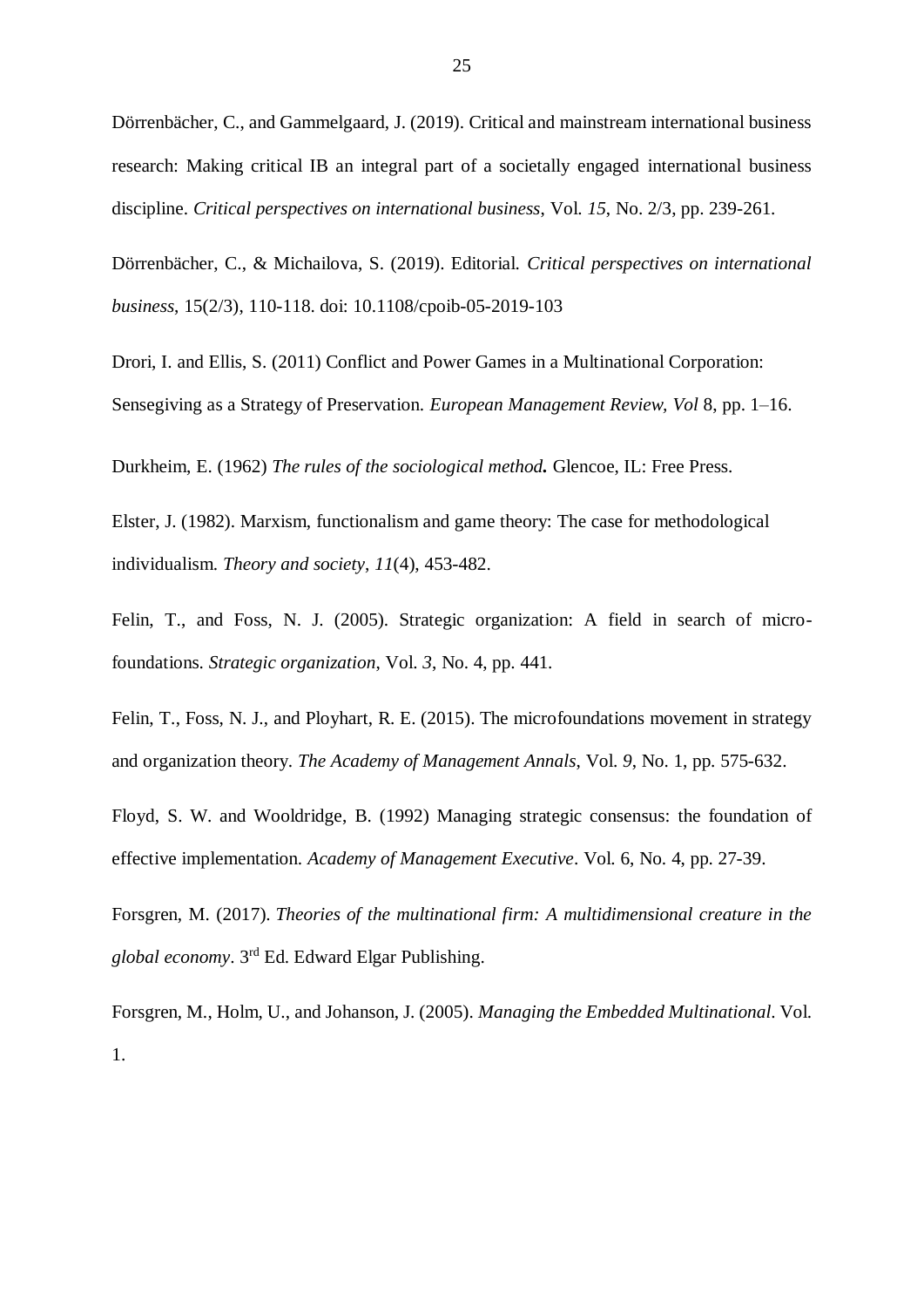Dörrenbächer, C., and Gammelgaard, J. (2019). Critical and mainstream international business research: Making critical IB an integral part of a societally engaged international business discipline. *Critical perspectives on international business*, Vol. *15*, No. 2/3, pp. 239-261.

Dörrenbächer, C., & Michailova, S. (2019). Editorial. *Critical perspectives on international business*, 15(2/3), 110-118. doi: 10.1108/cpoib-05-2019-103

Drori, I. and Ellis, S. (2011) Conflict and Power Games in a Multinational Corporation: Sensegiving as a Strategy of Preservation. *European Management Review, Vol* 8, pp. 1–16.

Durkheim, E. (1962) *The rules of the sociological method.* Glencoe, IL: Free Press.

Elster, J. (1982). Marxism, functionalism and game theory: The case for methodological individualism. *Theory and society*, *11*(4), 453-482.

Felin, T., and Foss, N. J. (2005). Strategic organization: A field in search of micro-foundations. *Strategic organization*, Vol. *3*, No. 4, pp. 441.

Felin, T., Foss, N. J., and Ployhart, R. E. (2015). The microfoundations movement in strategy and organization theory. *The Academy of Management Annals*, Vol. *9*, No. 1, pp. 575-632.

Floyd, S. W. and Wooldridge, B. (1992) Managing strategic consensus: the foundation of effective implementation. *Academy of Management Executive*. Vol. 6, No. 4, pp. 27-39.

Forsgren, M. (2017). *Theories of the multinational firm: A multidimensional creature in the global economy*. 3rd Ed. Edward Elgar Publishing.

Forsgren, M., Holm, U., and Johanson, J. (2005). *Managing the Embedded Multinational*. Vol. 1.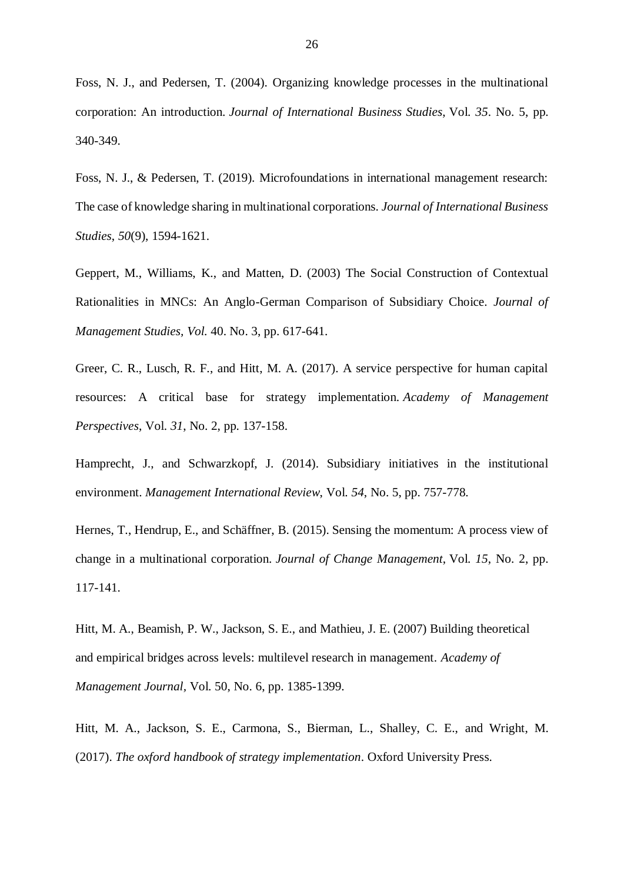Foss, N. J., and Pedersen, T. (2004). Organizing knowledge processes in the multinational corporation: An introduction. *Journal of International Business Studies*, Vol. *35*. No. 5, pp. 340-349.

Foss, N. J., & Pedersen, T. (2019). Microfoundations in international management research: The case of knowledge sharing in multinational corporations. *Journal of International Business Studies*, *50*(9), 1594-1621.

Geppert, M., Williams, K., and Matten, D. (2003) The Social Construction of Contextual Rationalities in MNCs: An Anglo-German Comparison of Subsidiary Choice. *Journal of Management Studies, Vol.* 40. No. 3, pp. 617-641.

Greer, C. R., Lusch, R. F., and Hitt, M. A. (2017). A service perspective for human capital resources: A critical base for strategy implementation. *Academy of Management Perspectives*, Vol. *31*, No. 2, pp. 137-158.

Hamprecht, J., and Schwarzkopf, J. (2014). Subsidiary initiatives in the institutional environment. *Management International Review*, Vol. *54*, No. 5, pp. 757-778.

Hernes, T., Hendrup, E., and Schäffner, B. (2015). Sensing the momentum: A process view of change in a multinational corporation. *Journal of Change Management*, Vol. *15*, No. 2, pp. 117-141.

Hitt, M. A., Beamish, P. W., Jackson, S. E., and Mathieu, J. E. (2007) Building theoretical and empirical bridges across levels: multilevel research in management. *Academy of Management Journal*, Vol. 50, No. 6, pp. 1385-1399.

Hitt, M. A., Jackson, S. E., Carmona, S., Bierman, L., Shalley, C. E., and Wright, M. (2017). *The oxford handbook of strategy implementation*. Oxford University Press.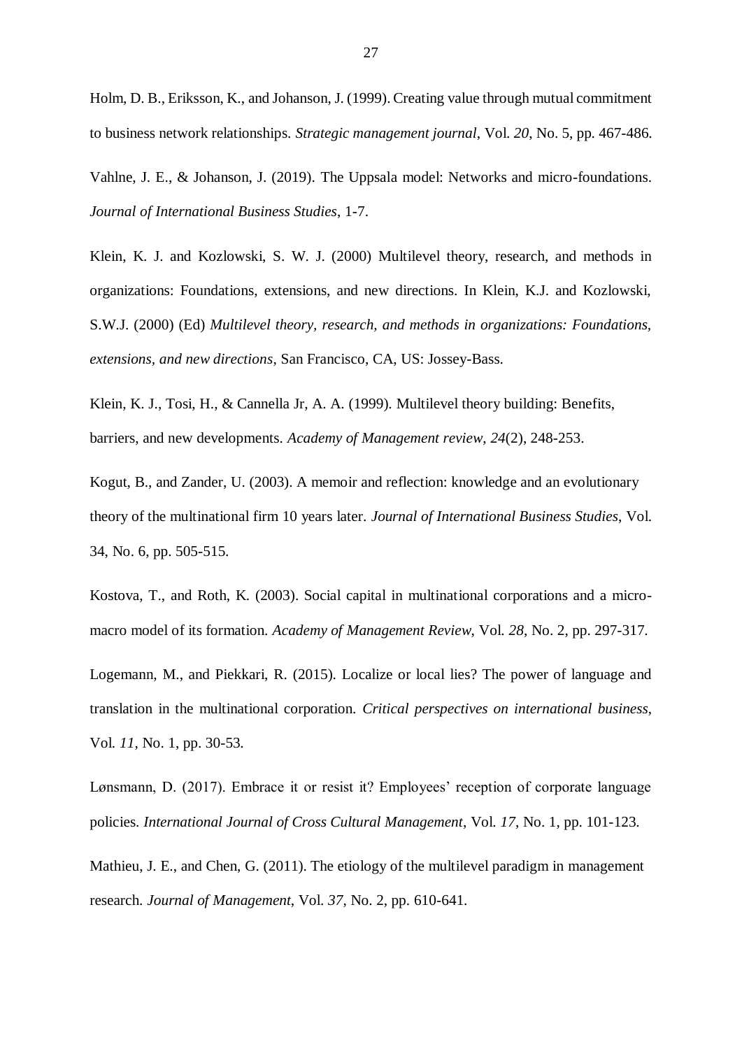Holm, D. B., Eriksson, K., and Johanson, J. (1999). Creating value through mutual commitment to business network relationships. *Strategic management journal*, Vol. *20*, No. 5, pp. 467-486.

Vahlne, J. E., & Johanson, J. (2019). The Uppsala model: Networks and micro-foundations. *Journal of International Business Studies*, 1-7.

Klein, K. J. and Kozlowski, S. W. J. (2000) Multilevel theory, research, and methods in organizations: Foundations, extensions, and new directions. In Klein, K.J. and Kozlowski, S.W.J. (2000) (Ed) *Multilevel theory, research, and methods in organizations: Foundations, extensions, and new directions*, San Francisco, CA, US: Jossey-Bass.

Klein, K. J., Tosi, H., & Cannella Jr, A. A. (1999). Multilevel theory building: Benefits, barriers, and new developments. *Academy of Management review*, *24*(2), 248-253.

Kogut, B., and Zander, U. (2003). A memoir and reflection: knowledge and an evolutionary theory of the multinational firm 10 years later. *Journal of International Business Studies*, Vol. 34, No. 6, pp. 505-515.

Kostova, T., and Roth, K. (2003). Social capital in multinational corporations and a micro-macro model of its formation. *Academy of Management Review*, Vol. *28*, No. 2, pp. 297-317.

Logemann, M., and Piekkari, R. (2015). Localize or local lies? The power of language and translation in the multinational corporation. *Critical perspectives on international business*, Vol. *11*, No. 1, pp. 30-53.

Lønsmann, D. (2017). Embrace it or resist it? Employees' reception of corporate language policies. *International Journal of Cross Cultural Management*, Vol. *17*, No. 1, pp. 101-123.

Mathieu, J. E., and Chen, G. (2011). The etiology of the multilevel paradigm in management research. *Journal of Management*, Vol. *37*, No. 2, pp. 610-641.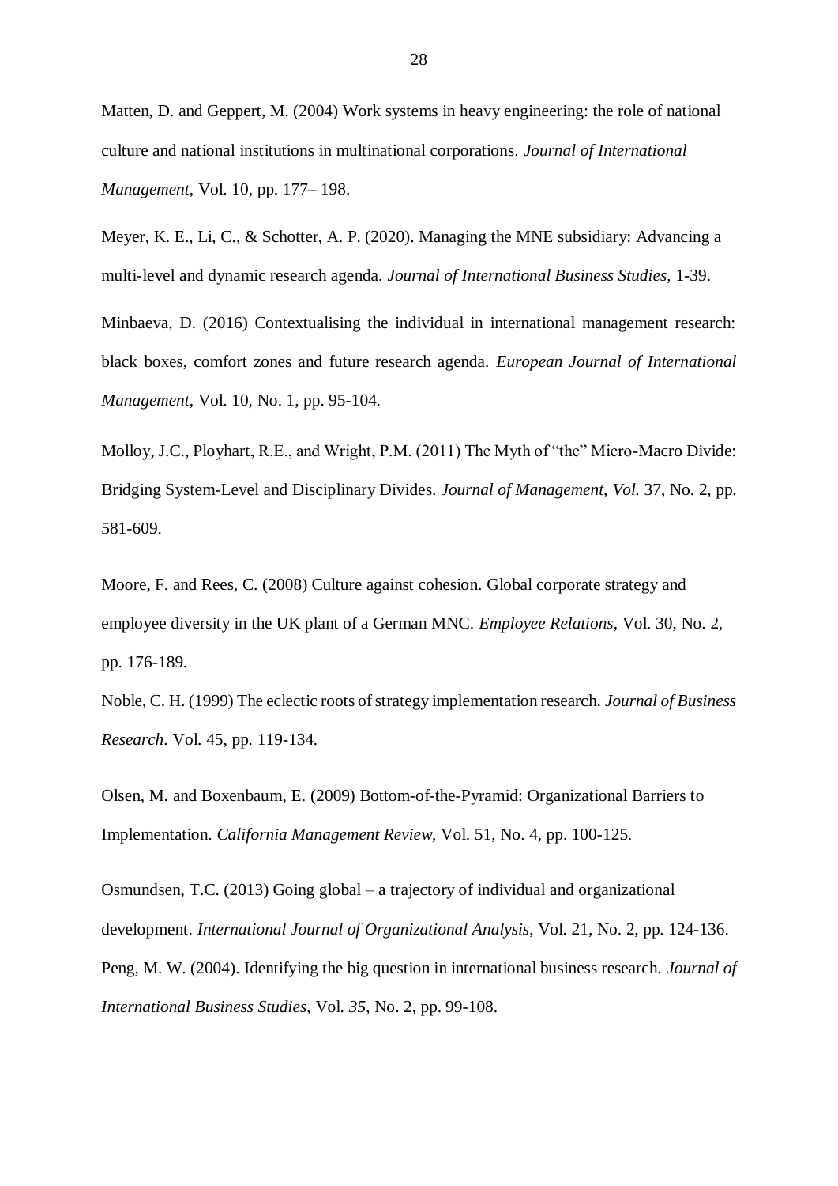Matten, D. and Geppert, M. (2004) Work systems in heavy engineering: the role of national culture and national institutions in multinational corporations. *Journal of International Management*, Vol. 10, pp. 177– 198.

Meyer, K. E., Li, C., & Schotter, A. P. (2020). Managing the MNE subsidiary: Advancing a multi-level and dynamic research agenda. *Journal of International Business Studies*, 1-39.

Minbaeva, D. (2016) Contextualising the individual in international management research: black boxes, comfort zones and future research agenda. *European Journal of International Management*, Vol. 10, No. 1, pp. 95-104.

Molloy, J.C., Ployhart, R.E., and Wright, P.M. (2011) The Myth of "the" Micro-Macro Divide: Bridging System-Level and Disciplinary Divides. *Journal of Management, Vol.* 37, No. 2, pp. 581-609.

Moore, F. and Rees, C. (2008) Culture against cohesion. Global corporate strategy and employee diversity in the UK plant of a German MNC. *Employee Relations*, Vol. 30, No. 2, pp. 176-189.

Noble, C. H. (1999) The eclectic roots of strategy implementation research. *Journal of Business Research*. Vol. 45, pp. 119-134.

Olsen, M. and Boxenbaum, E. (2009) Bottom-of-the-Pyramid: Organizational Barriers to Implementation. *California Management Review*, Vol. 51, No. 4, pp. 100-125.

Osmundsen, T.C. (2013) Going global – a trajectory of individual and organizational development. *International Journal of Organizational Analysis*, Vol. 21, No. 2, pp. 124-136.

Peng, M. W. (2004). Identifying the big question in international business research. *Journal of International Business Studies*, Vol. *35*, No. 2, pp. 99-108.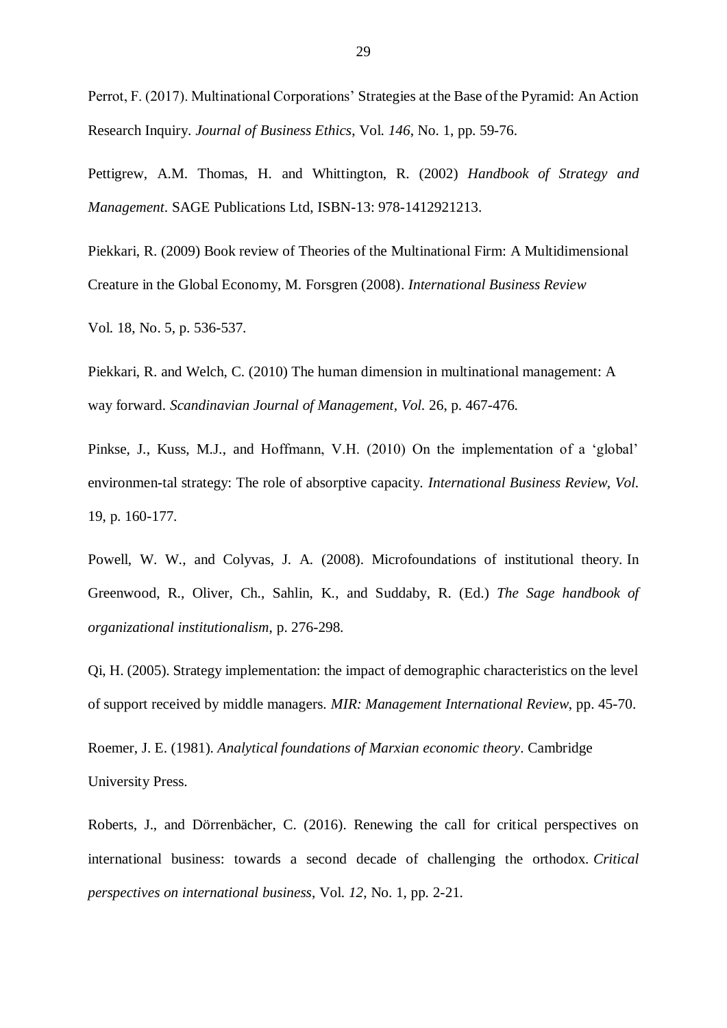Perrot, F. (2017). Multinational Corporations' Strategies at the Base of the Pyramid: An Action Research Inquiry. *Journal of Business Ethics*, Vol. *146*, No. 1, pp. 59-76.

Pettigrew, A.M. Thomas, H. and Whittington, R. (2002) *Handbook of Strategy and Management*. SAGE Publications Ltd, ISBN-13: 978-1412921213.

Piekkari, R. (2009) Book review of Theories of the Multinational Firm: A Multidimensional Creature in the Global Economy, M. Forsgren (2008). *International Business Review*

Vol. 18, No. 5, p. 536-537.

Piekkari, R. and Welch, C. (2010) The human dimension in multinational management: A way forward. *Scandinavian Journal of Management, Vol.* 26, p. 467-476.

Pinkse, J., Kuss, M.J., and Hoffmann, V.H. (2010) On the implementation of a 'global' environmen-tal strategy: The role of absorptive capacity. *International Business Review, Vol.* 19, p. 160-177.

Powell, W. W., and Colyvas, J. A. (2008). Microfoundations of institutional theory. In Greenwood, R., Oliver, Ch., Sahlin, K., and Suddaby, R. (Ed.) *The Sage handbook of organizational institutionalism*, p. 276-298.

Qi, H. (2005). Strategy implementation: the impact of demographic characteristics on the level of support received by middle managers. *MIR: Management International Review*, pp. 45-70.

Roemer, J. E. (1981). *Analytical foundations of Marxian economic theory*. Cambridge University Press.

Roberts, J., and Dörrenbächer, C. (2016). Renewing the call for critical perspectives on international business: towards a second decade of challenging the orthodox. *Critical perspectives on international business*, Vol. *12*, No. 1, pp. 2-21.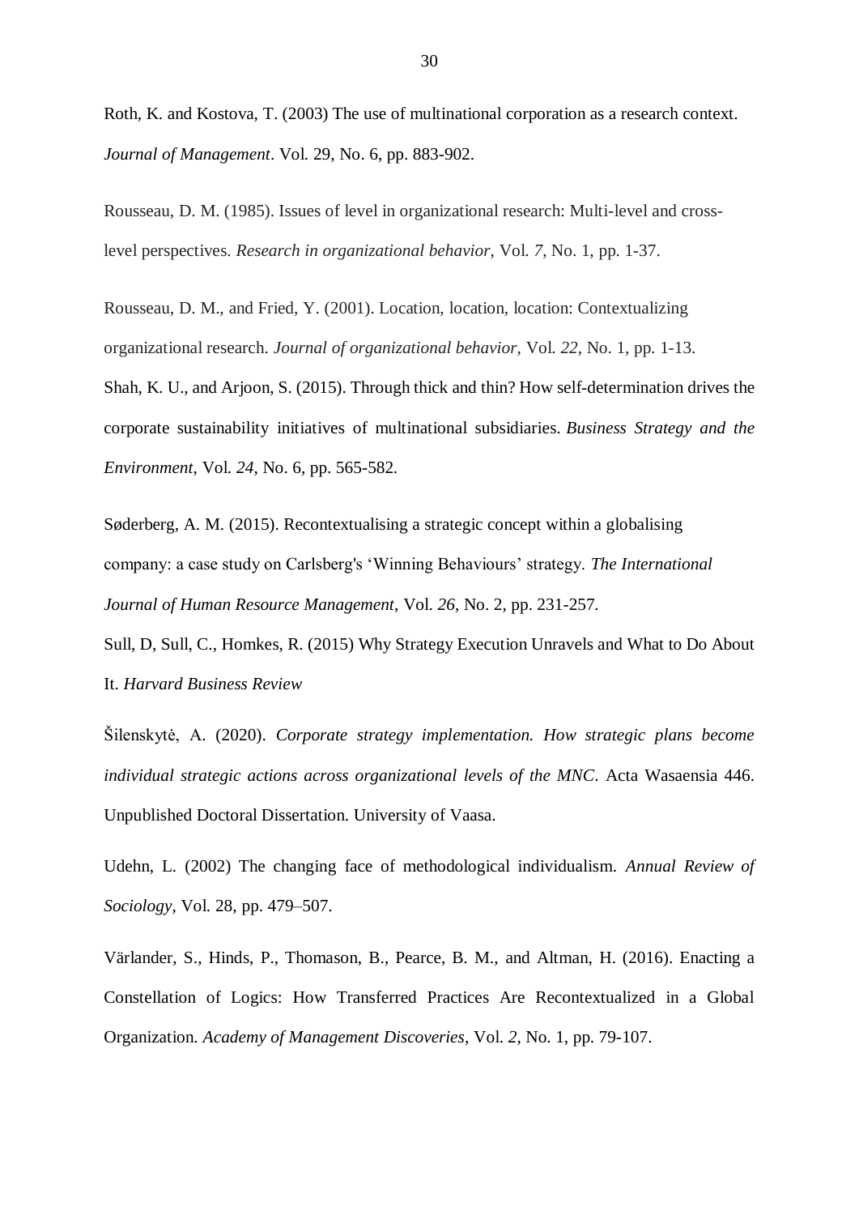Roth, K. and Kostova, T. (2003) The use of multinational corporation as a research context. *Journal of Management*. Vol. 29, No. 6, pp. 883-902.

Rousseau, D. M. (1985). Issues of level in organizational research: Multi-level and cross-level perspectives. *Research in organizational behavior*, Vol. *7*, No. 1, pp. 1-37.

Rousseau, D. M., and Fried, Y. (2001). Location, location, location: Contextualizing organizational research. *Journal of organizational behavior*, Vol. *22*, No. 1, pp. 1-13.

Shah, K. U., and Arjoon, S. (2015). Through thick and thin? How self-determination drives the corporate sustainability initiatives of multinational subsidiaries. *Business Strategy and the Environment*, Vol. *24*, No. 6, pp. 565-582.

Søderberg, A. M. (2015). Recontextualising a strategic concept within a globalising company: a case study on Carlsberg's 'Winning Behaviours' strategy. *The International Journal of Human Resource Management*, Vol. *26*, No. 2, pp. 231-257.

Sull, D, Sull, C., Homkes, R. (2015) Why Strategy Execution Unravels and What to Do About It. *Harvard Business Review*

Šilenskytė, A. (2020). *Corporate strategy implementation. How strategic plans become individual strategic actions across organizational levels of the MNC*. Acta Wasaensia 446. Unpublished Doctoral Dissertation. University of Vaasa.

Udehn, L. (2002) The changing face of methodological individualism. *Annual Review of Sociology*, Vol. 28, pp. 479–507.

Värlander, S., Hinds, P., Thomason, B., Pearce, B. M., and Altman, H. (2016). Enacting a Constellation of Logics: How Transferred Practices Are Recontextualized in a Global Organization. *Academy of Management Discoveries*, Vol. *2*, No. 1, pp. 79-107.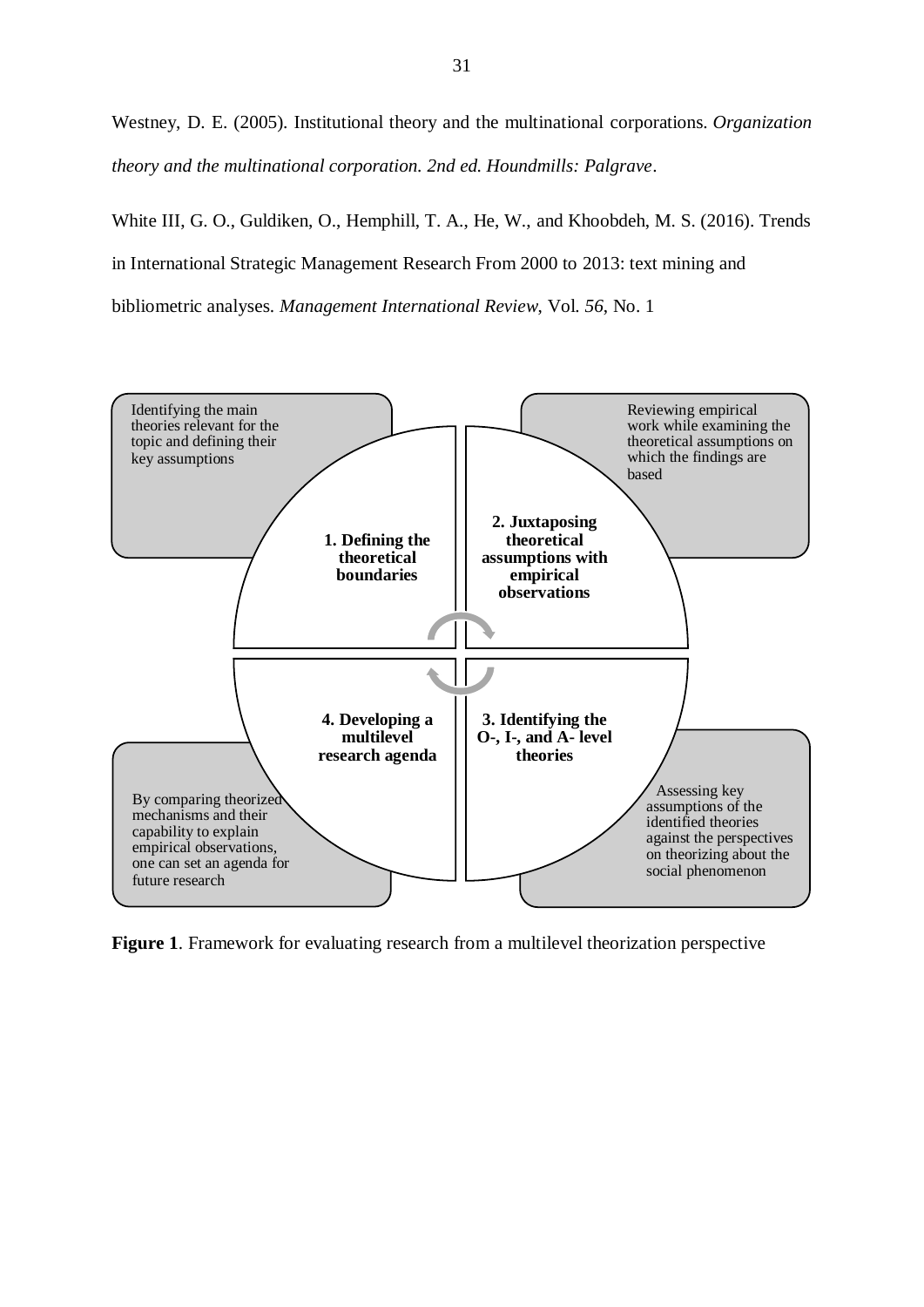Westney, D. E. (2005). Institutional theory and the multinational corporations. *Organization theory and the multinational corporation. 2nd ed. Houndmills: Palgrave*.

White III, G. O., Guldiken, O., Hemphill, T. A., He, W., and Khoobdeh, M. S. (2016). Trends in International Strategic Management Research From 2000 to 2013: text mining and bibliometric analyses. *Management International Review*, Vol. *56*, No. 1

Identifying the main theories relevant for the topic and defining their key assumptions

Reviewing empirical work while examining the theoretical assumptions on which the findings are based

**1. Defining the theoretical boundaries**

**2. Juxtaposing theoretical assumptions with empirical observations**

**4. Developing a multilevel research agenda**

**3. Identifying the O-, I-, and A- level theories**

By comparing theorized mechanisms and their capability to explain empirical observations, one can set an agenda for future research

Assessing key assumptions of the identified theories against the perspectives on theorizing about the social phenomenon

**Figure 1**. Framework for evaluating research from a multilevel theorization perspective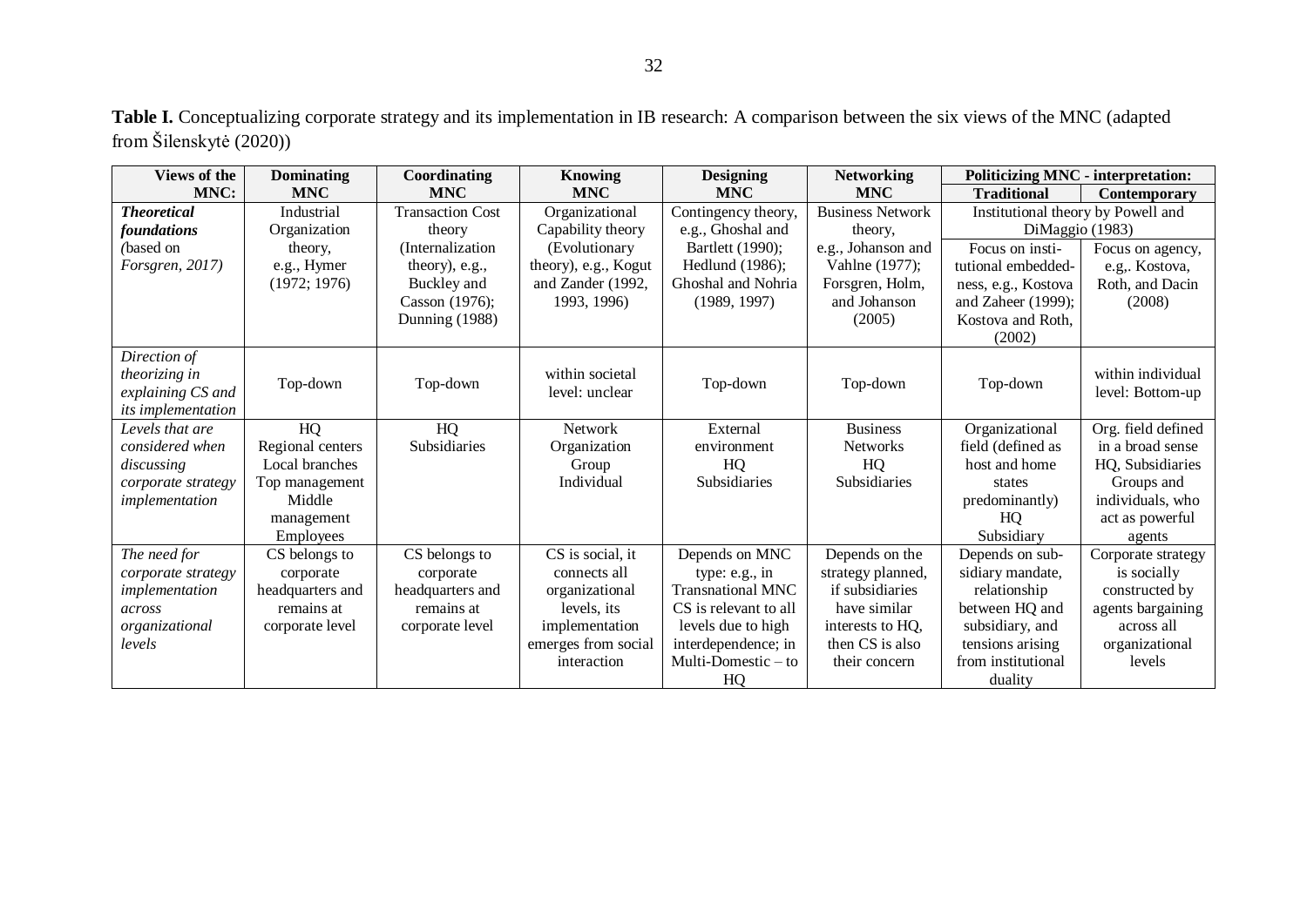**Table I.** Conceptualizing corporate strategy and its implementation in IB research: A comparison between the six views of the MNC (adapted from Šilenskytė (2020))

| Views of the MNC: | Dominating MNC | Coordinating MNC | Knowing MNC | Designing MNC | Networking MNC | Politicizing MNC - interpretation: | |
|---|---|---|---|---|---|---|---|
| | | | | | | **Traditional** | **Contemporary** |
| ***Theoretical foundations*** *(based on Forsgren, 2017)* | Industrial Organization theory, e.g., Hymer (1972; 1976) | Transaction Cost theory (Internalization theory), e.g., Buckley and Casson (1976); Dunning (1988) | Organizational Capability theory (Evolutionary theory), e.g., Kogut and Zander (1992, 1993, 1996) | Contingency theory, e.g., Ghoshal and Bartlett (1990); Hedlund (1986); Ghoshal and Nohria (1989, 1997) | Business Network theory, e.g., Johanson and Vahlne (1977); Forsgren, Holm, and Johanson (2005) | Institutional theory by Powell and DiMaggio (1983) Focus on institutional embeddedness, e.g., Kostova and Zaheer (1999); Kostova and Roth, (2002) | Focus on agency, e.g,. Kostova, Roth, and Dacin (2008) |
| *Direction of theorizing in explaining CS and its implementation* | Top-down | Top-down | within societal level: unclear | Top-down | Top-down | Top-down | within individual level: Bottom-up |
| *Levels that are considered when discussing corporate strategy implementation* | HQ Regional centers Local branches Top management Middle management Employees | HQ Subsidiaries | Network Organization Group Individual | External environment HQ Subsidiaries | Business Networks HQ Subsidiaries | Organizational field (defined as host and home states predominantly) HQ Subsidiary | Org. field defined in a broad sense HQ, Subsidiaries Groups and individuals, who act as powerful agents |
| *The need for corporate strategy implementation across organizational levels* | CS belongs to corporate headquarters and remains at corporate level | CS belongs to corporate headquarters and remains at corporate level | CS is social, it connects all organizational levels, its implementation emerges from social interaction | Depends on MNC type: e.g., in Transnational MNC CS is relevant to all levels due to high interdependence; in Multi-Domestic – to HQ | Depends on the strategy planned, if subsidiaries have similar interests to HQ, then CS is also their concern | Depends on subsidiary mandate, relationship between HQ and subsidiary, and tensions arising from institutional duality | Corporate strategy is socially constructed by agents bargaining across all organizational levels |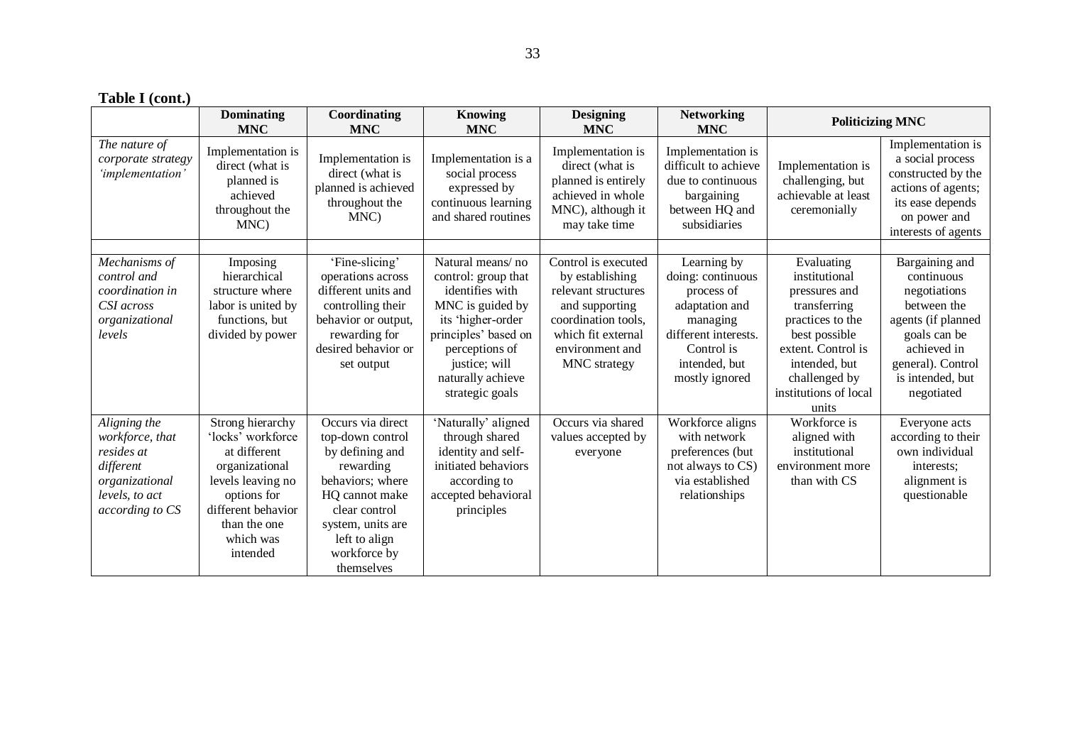**Table I (cont.)**

| | Dominating MNC | Coordinating MNC | Knowing MNC | Designing MNC | Networking MNC | Politicizing MNC | |
|---|---|---|---|---|---|---|---|
| *The nature of corporate strategy 'implementation'* | Implementation is direct (what is planned is achieved throughout the MNC) | Implementation is direct (what is planned is achieved throughout the MNC) | Implementation is a social process expressed by continuous learning and shared routines | Implementation is direct (what is planned is entirely achieved in whole MNC), although it may take time | Implementation is difficult to achieve due to continuous bargaining between HQ and subsidiaries | Implementation is challenging, but achievable at least ceremonially | Implementation is a social process constructed by the actions of agents; its ease depends on power and interests of agents |
| | | | | | | | |
| *Mechanisms of control and coordination in CSI across organizational levels* | Imposing hierarchical structure where labor is united by functions, but divided by power | 'Fine-slicing' operations across different units and controlling their behavior or output, rewarding for desired behavior or set output | Natural means/ no control: group that identifies with MNC is guided by its 'higher-order principles' based on perceptions of justice; will naturally achieve strategic goals | Control is executed by establishing relevant structures and supporting coordination tools, which fit external environment and MNC strategy | Learning by doing: continuous process of adaptation and managing different interests. Control is intended, but mostly ignored | Evaluating institutional pressures and transferring practices to the best possible extent. Control is intended, but challenged by institutions of local units | Bargaining and continuous negotiations between the agents (if planned goals can be achieved in general). Control is intended, but negotiated |
| *Aligning the workforce, that resides at different organizational levels, to act according to CS* | Strong hierarchy 'locks' workforce at different organizational levels leaving no options for different behavior than the one which was intended | Occurs via direct top-down control by defining and rewarding behaviors; where HQ cannot make clear control system, units are left to align workforce by themselves | 'Naturally' aligned through shared identity and self-initiated behaviors according to accepted behavioral principles | Occurs via shared values accepted by everyone | Workforce aligns with network preferences (but not always to CS) via established relationships | Workforce is aligned with institutional environment more than with CS | Everyone acts according to their own individual interests; alignment is questionable |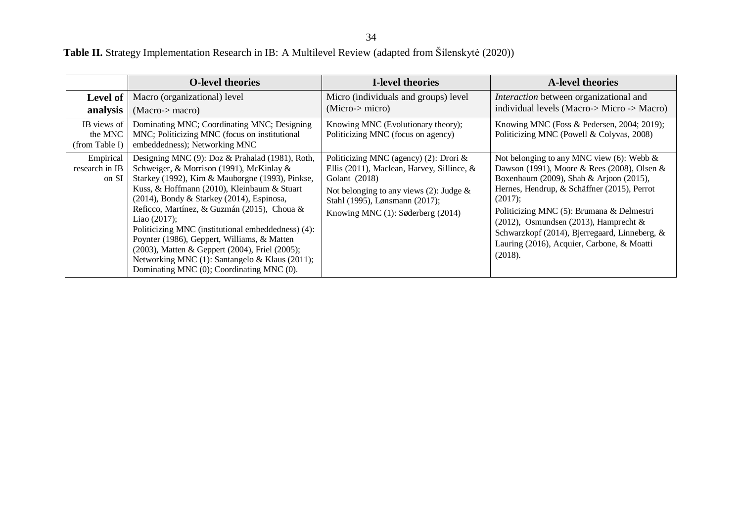**Table II.** Strategy Implementation Research in IB: A Multilevel Review (adapted from Šilenskytė (2020))

| | O-level theories | I-level theories | A-level theories |
|---|---|---|---|
| **Level of analysis** | Macro (organizational) level (Macro-> macro) | Micro (individuals and groups) level (Micro-> micro) | *Interaction* between organizational and individual levels (Macro-> Micro -> Macro) |
| IB views of the MNC (from Table I) | Dominating MNC; Coordinating MNC; Designing MNC; Politicizing MNC (focus on institutional embeddedness); Networking MNC | Knowing MNC (Evolutionary theory); Politicizing MNC (focus on agency) | Knowing MNC (Foss & Pedersen, 2004; 2019); Politicizing MNC (Powell & Colyvas, 2008) |
| Empirical research in IB on SI | Designing MNC (9): Doz & Prahalad (1981), Roth, Schweiger, & Morrison (1991), McKinlay & Starkey (1992), Kim & Mauborgne (1993), Pinkse, Kuss, & Hoffmann (2010), Kleinbaum & Stuart (2014), Bondy & Starkey (2014), Espinosa, Reficco, Martínez, & Guzmán (2015), Choua & Liao (2017); Politicizing MNC (institutional embeddedness) (4): Poynter (1986), Geppert, Williams, & Matten (2003), Matten & Geppert (2004), Friel (2005); Networking MNC (1): Santangelo & Klaus (2011); Dominating MNC (0); Coordinating MNC (0). | Politicizing MNC (agency) (2): Drori & Ellis (2011), Maclean, Harvey, Sillince, & Golant (2018) Not belonging to any views (2): Judge & Stahl (1995), Lønsmann (2017); Knowing MNC (1): Søderberg (2014) | Not belonging to any MNC view (6): Webb & Dawson (1991), Moore & Rees (2008), Olsen & Boxenbaum (2009), Shah & Arjoon (2015), Hernes, Hendrup, & Schäffner (2015), Perrot (2017); Politicizing MNC (5): Brumana & Delmestri (2012), Osmundsen (2013), Hamprecht & Schwarzkopf (2014), Bjerregaard, Linneberg, & Lauring (2016), Acquier, Carbone, & Moatti (2018). |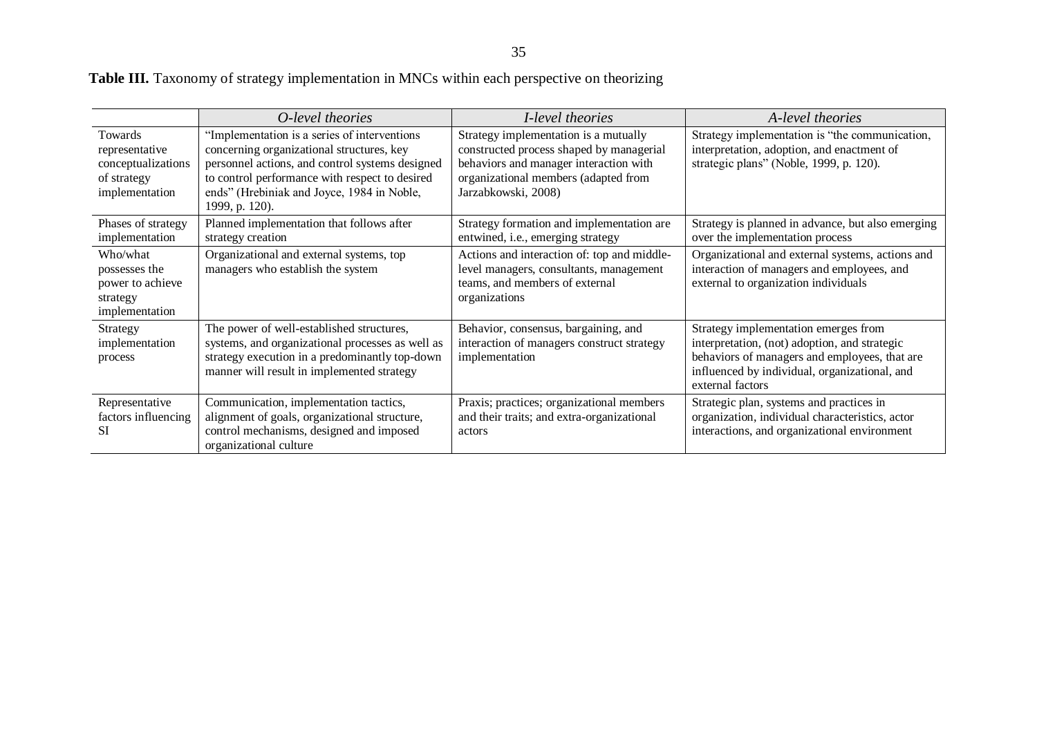**Table III.** Taxonomy of strategy implementation in MNCs within each perspective on theorizing

| | *O-level theories* | *I-level theories* | *A-level theories* |
|---|---|---|---|
| Towards representative conceptualizations of strategy implementation | "Implementation is a series of interventions concerning organizational structures, key personnel actions, and control systems designed to control performance with respect to desired ends" (Hrebiniak and Joyce, 1984 in Noble, 1999, p. 120). | Strategy implementation is a mutually constructed process shaped by managerial behaviors and manager interaction with organizational members (adapted from Jarzabkowski, 2008) | Strategy implementation is "the communication, interpretation, adoption, and enactment of strategic plans" (Noble, 1999, p. 120). |
| Phases of strategy implementation | Planned implementation that follows after strategy creation | Strategy formation and implementation are entwined, i.e., emerging strategy | Strategy is planned in advance, but also emerging over the implementation process |
| Who/what possesses the power to achieve strategy implementation | Organizational and external systems, top managers who establish the system | Actions and interaction of: top and middle-level managers, consultants, management teams, and members of external organizations | Organizational and external systems, actions and interaction of managers and employees, and external to organization individuals |
| Strategy implementation process | The power of well-established structures, systems, and organizational processes as well as strategy execution in a predominantly top-down manner will result in implemented strategy | Behavior, consensus, bargaining, and interaction of managers construct strategy implementation | Strategy implementation emerges from interpretation, (not) adoption, and strategic behaviors of managers and employees, that are influenced by individual, organizational, and external factors |
| Representative factors influencing SI | Communication, implementation tactics, alignment of goals, organizational structure, control mechanisms, designed and imposed organizational culture | Praxis; practices; organizational members and their traits; and extra-organizational actors | Strategic plan, systems and practices in organization, individual characteristics, actor interactions, and organizational environment |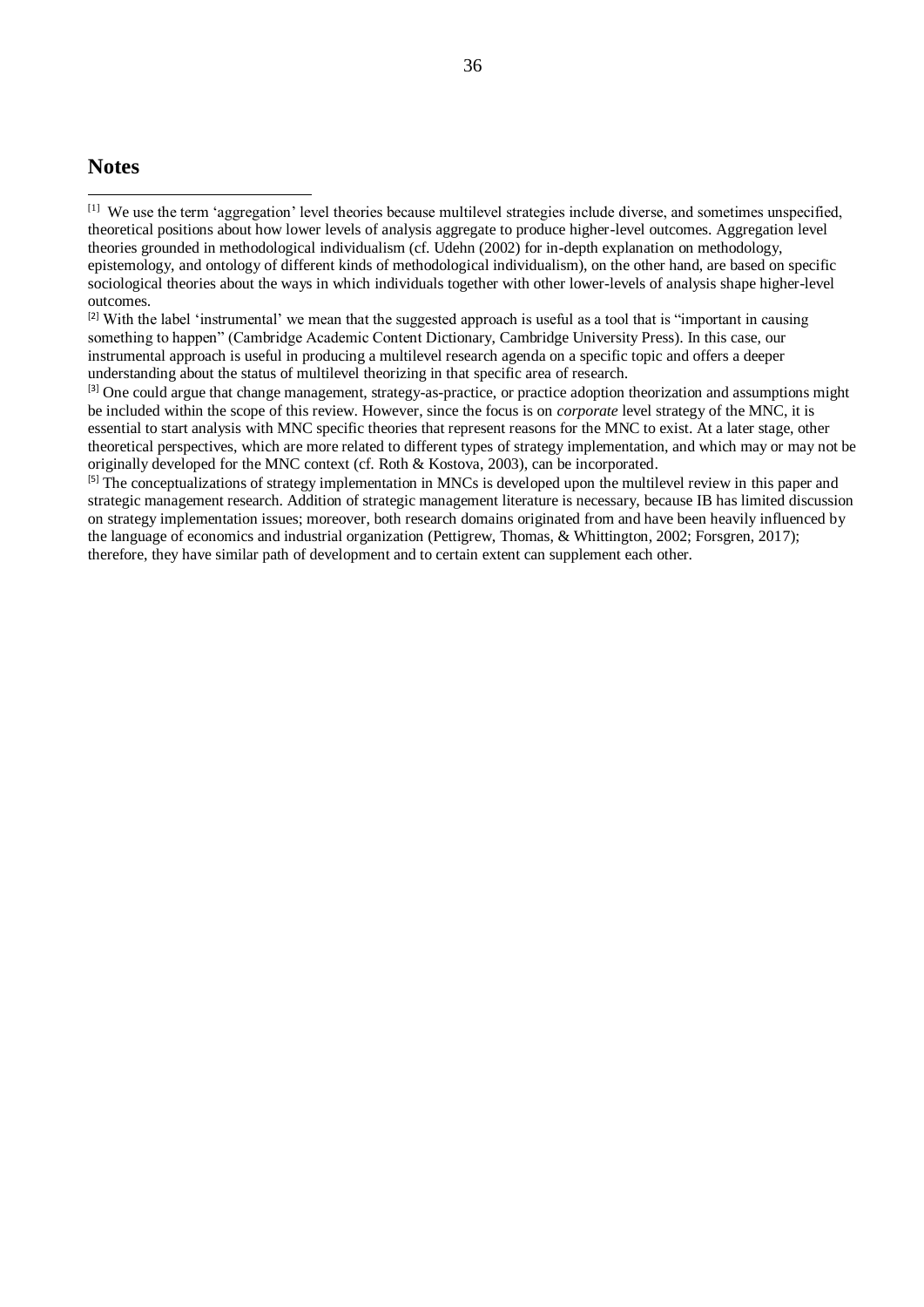## Notes

[1] We use the term 'aggregation' level theories because multilevel strategies include diverse, and sometimes unspecified, theoretical positions about how lower levels of analysis aggregate to produce higher-level outcomes. Aggregation level theories grounded in methodological individualism (cf. Udehn (2002) for in-depth explanation on methodology, epistemology, and ontology of different kinds of methodological individualism), on the other hand, are based on specific sociological theories about the ways in which individuals together with other lower-levels of analysis shape higher-level outcomes.

[2] With the label 'instrumental' we mean that the suggested approach is useful as a tool that is "important in causing something to happen" (Cambridge Academic Content Dictionary, Cambridge University Press). In this case, our instrumental approach is useful in producing a multilevel research agenda on a specific topic and offers a deeper understanding about the status of multilevel theorizing in that specific area of research.

[3] One could argue that change management, strategy-as-practice, or practice adoption theorization and assumptions might be included within the scope of this review. However, since the focus is on *corporate* level strategy of the MNC, it is essential to start analysis with MNC specific theories that represent reasons for the MNC to exist. At a later stage, other theoretical perspectives, which are more related to different types of strategy implementation, and which may or may not be originally developed for the MNC context (cf. Roth & Kostova, 2003), can be incorporated.

[5] The conceptualizations of strategy implementation in MNCs is developed upon the multilevel review in this paper and strategic management research. Addition of strategic management literature is necessary, because IB has limited discussion on strategy implementation issues; moreover, both research domains originated from and have been heavily influenced by the language of economics and industrial organization (Pettigrew, Thomas, & Whittington, 2002; Forsgren, 2017); therefore, they have similar path of development and to certain extent can supplement each other.